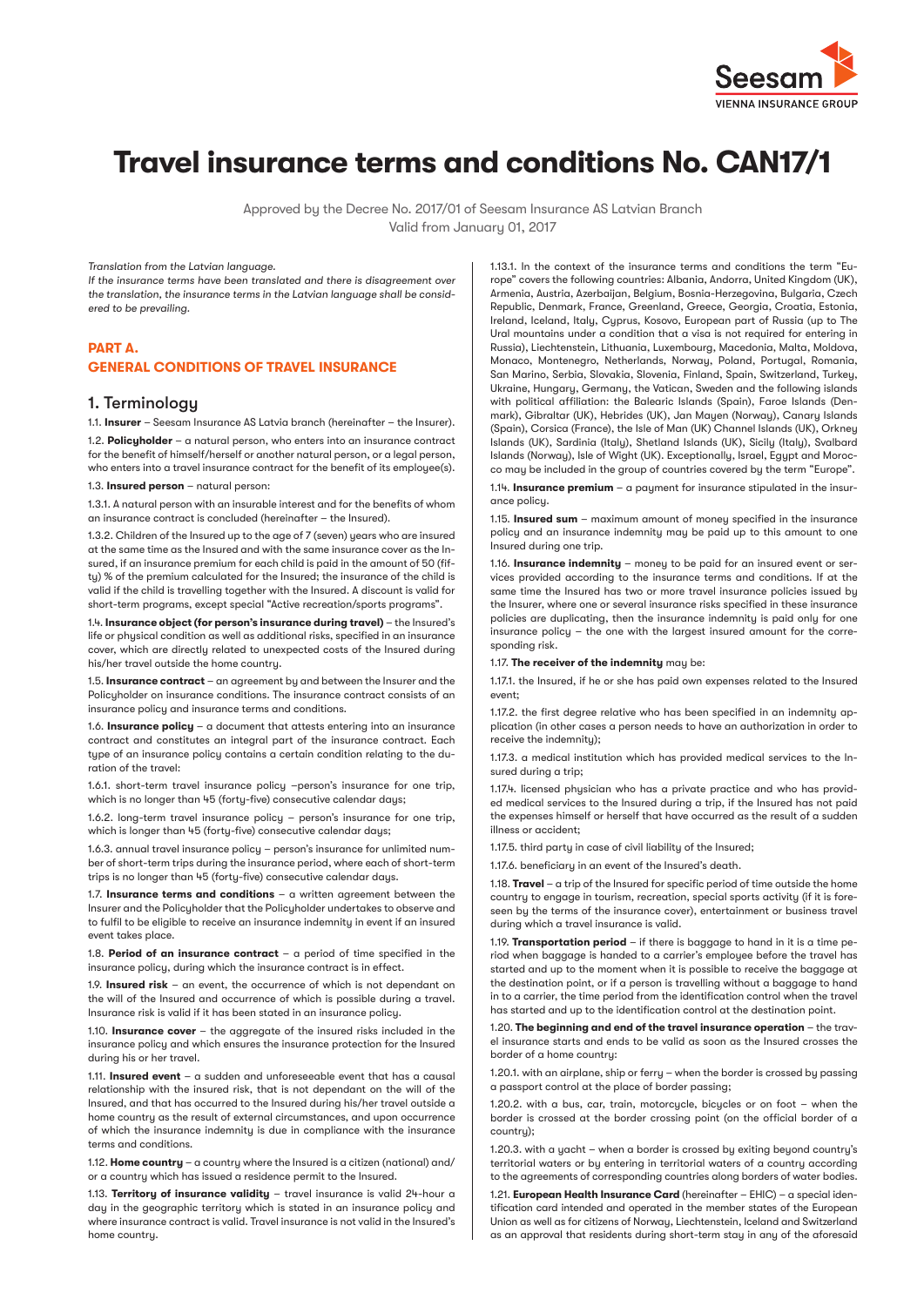# Travel insurance terms and conditions No. CAN17/1

Approved by the Decree No. 2017/01 of Seesam Insurance AS Latvian Branch
Valid from January 01, 2017

*Translation from the Latvian language.*
*If the insurance terms have been translated and there is disagreement over the translation, the insurance terms in the Latvian language shall be considered to be prevailing.*

## PART A.
## GENERAL CONDITIONS OF TRAVEL INSURANCE

### 1. Terminology

1.1. **Insurer** – Seesam Insurance AS Latvia branch (hereinafter – the Insurer).

1.2. **Policyholder** – a natural person, who enters into an insurance contract for the benefit of himself/herself or another natural person, or a legal person, who enters into a travel insurance contract for the benefit of its employee(s).

1.3. **Insured person** – natural person:

1.3.1. A natural person with an insurable interest and for the benefits of whom an insurance contract is concluded (hereinafter – the Insured).

1.3.2. Children of the Insured up to the age of 7 (seven) years who are insured at the same time as the Insured and with the same insurance cover as the Insured, if an insurance premium for each child is paid in the amount of 50 (fifty) % of the premium calculated for the Insured; the insurance of the child is valid if the child is travelling together with the Insured. A discount is valid for short-term programs, except special "Active recreation/sports programs".

1.4. **Insurance object (for person's insurance during travel)** – the Insured's life or physical condition as well as additional risks, specified in an insurance cover, which are directly related to unexpected costs of the Insured during his/her travel outside the home country.

1.5. **Insurance contract** – an agreement by and between the Insurer and the Policyholder on insurance conditions. The insurance contract consists of an insurance policy and insurance terms and conditions.

1.6. **Insurance policy** – a document that attests entering into an insurance contract and constitutes an integral part of the insurance contract. Each type of an insurance policy contains a certain condition relating to the duration of the travel:

1.6.1. short-term travel insurance policy –person's insurance for one trip, which is no longer than 45 (forty-five) consecutive calendar days;

1.6.2. long-term travel insurance policy – person's insurance for one trip, which is longer than 45 (forty-five) consecutive calendar days;

1.6.3. annual travel insurance policy – person's insurance for unlimited number of short-term trips during the insurance period, where each of short-term trips is no longer than 45 (forty-five) consecutive calendar days.

1.7. **Insurance terms and conditions** – a written agreement between the Insurer and the Policyholder that the Policyholder undertakes to observe and to fulfil to be eligible to receive an insurance indemnity in event if an insured event takes place.

1.8. **Period of an insurance contract** – a period of time specified in the insurance policy, during which the insurance contract is in effect.

1.9. **Insured risk** – an event, the occurrence of which is not dependant on the will of the Insured and occurrence of which is possible during a travel. Insurance risk is valid if it has been stated in an insurance policy.

1.10. **Insurance cover** – the aggregate of the insured risks included in the insurance policy and which ensures the insurance protection for the Insured during his or her travel.

1.11. **Insured event** – a sudden and unforeseeable event that has a causal relationship with the insured risk, that is not dependant on the will of the Insured, and that has occurred to the Insured during his/her travel outside a home country as the result of external circumstances, and upon occurrence of which the insurance indemnity is due in compliance with the insurance terms and conditions.

1.12. **Home country** – a country where the Insured is a citizen (national) and/or a country which has issued a residence permit to the Insured.

1.13. **Territory of insurance validity** – travel insurance is valid 24-hour a day in the geographic territory which is stated in an insurance policy and where insurance contract is valid. Travel insurance is not valid in the Insured's home country.

1.13.1. In the context of the insurance terms and conditions the term "Europe" covers the following countries: Albania, Andorra, United Kingdom (UK), Armenia, Austria, Azerbaijan, Belgium, Bosnia-Herzegovina, Bulgaria, Czech Republic, Denmark, France, Greenland, Greece, Georgia, Croatia, Estonia, Ireland, Iceland, Italy, Cyprus, Kosovo, European part of Russia (up to The Ural mountains under a condition that a visa is not required for entering in Russia), Liechtenstein, Lithuania, Luxembourg, Macedonia, Malta, Moldova, Monaco, Montenegro, Netherlands, Norway, Poland, Portugal, Romania, San Marino, Serbia, Slovakia, Slovenia, Finland, Spain, Switzerland, Turkey, Ukraine, Hungary, Germany, the Vatican, Sweden and the following islands with political affiliation: the Balearic Islands (Spain), Faroe Islands (Denmark), Gibraltar (UK), Hebrides (UK), Jan Mayen (Norway), Canary Islands (Spain), Corsica (France), the Isle of Man (UK) Channel Islands (UK), Orkney Islands (UK), Sardinia (Italy), Shetland Islands (UK), Sicily (Italy), Svalbard Islands (Norway), Isle of Wight (UK). Exceptionally, Israel, Egypt and Morocco may be included in the group of countries covered by the term "Europe".

1.14. **Insurance premium** – a payment for insurance stipulated in the insurance policy.

1.15. **Insured sum** – maximum amount of money specified in the insurance policy and an insurance indemnity may be paid up to this amount to one Insured during one trip.

1.16. **Insurance indemnity** – money to be paid for an insured event or services provided according to the insurance terms and conditions. If at the same time the Insured has two or more travel insurance policies issued by the Insurer, where one or several insurance risks specified in these insurance policies are duplicating, then the insurance indemnity is paid only for one insurance policy – the one with the largest insured amount for the corresponding risk.

1.17. **The receiver of the indemnity** may be:

1.17.1. the Insured, if he or she has paid own expenses related to the Insured event;

1.17.2. the first degree relative who has been specified in an indemnity application (in other cases a person needs to have an authorization in order to receive the indemnity);

1.17.3. a medical institution which has provided medical services to the Insured during a trip;

1.17.4. licensed physician who has a private practice and who has provided medical services to the Insured during a trip, if the Insured has not paid the expenses himself or herself that have occurred as the result of a sudden illness or accident;

1.17.5. third party in case of civil liability of the Insured;

1.17.6. beneficiary in an event of the Insured's death.

1.18. **Travel** – a trip of the Insured for specific period of time outside the home country to engage in tourism, recreation, special sports activity (if it is foreseen by the terms of the insurance cover), entertainment or business travel during which a travel insurance is valid.

1.19. **Transportation period** – if there is baggage to hand in it is a time period when baggage is handed to a carrier's employee before the travel has started and up to the moment when it is possible to receive the baggage at the destination point, or if a person is travelling without a baggage to hand in to a carrier, the time period from the identification control when the travel has started and up to the identification control at the destination point.

1.20. **The beginning and end of the travel insurance operation** – the travel insurance starts and ends to be valid as soon as the Insured crosses the border of a home country:

1.20.1. with an airplane, ship or ferry – when the border is crossed by passing a passport control at the place of border passing;

1.20.2. with a bus, car, train, motorcycle, bicycles or on foot – when the border is crossed at the border crossing point (on the official border of a country);

1.20.3. with a yacht – when a border is crossed by exiting beyond country's territorial waters or by entering in territorial waters of a country according to the agreements of corresponding countries along borders of water bodies.

1.21. **European Health Insurance Card** (hereinafter – EHIC) – a special identification card intended and operated in the member states of the European Union as well as for citizens of Norway, Liechtenstein, Iceland and Switzerland as an approval that residents during short-term stay in any of the aforesaid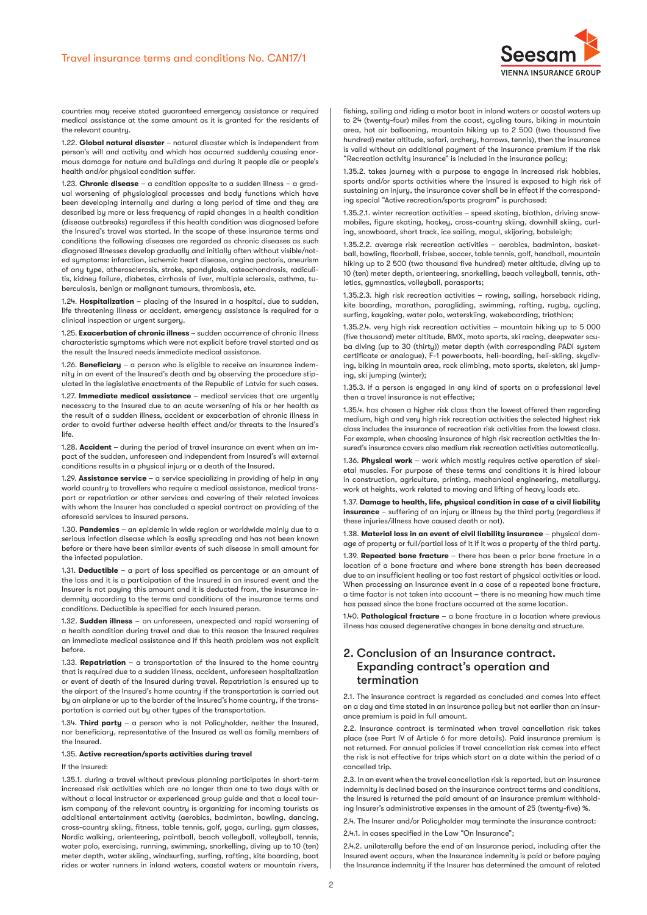countries may receive stated guaranteed emergency assistance or required medical assistance at the same amount as it is granted for the residents of the relevant country.

1.22. **Global natural disaster** – natural disaster which is independent from person's will and activity and which has occurred suddenly causing enormous damage for nature and buildings and during it people die or people's health and/or physical condition suffer.

1.23. **Chronic disease** – a condition opposite to a sudden illness – a gradual worsening of physiological processes and body functions which have been developing internally and during a long period of time and they are described by more or less frequency of rapid changes in a health condition (disease outbreaks) regardless if this health condition was diagnosed before the Insured's travel was started. In the scope of these insurance terms and conditions the following diseases are regarded as chronic diseases as such diagnosed illnesses develop gradually and initially often without visible/noted symptoms: infarction, ischemic heart disease, angina pectoris, aneurism of any type, atherosclerosis, stroke, spondylosis, osteochondrosis, radiculitis, kidney failure, diabetes, cirrhosis of liver, multiple sclerosis, asthma, tuberculosis, benign or malignant tumours, thrombosis, etc.

1.24. **Hospitalization** – placing of the Insured in a hospital, due to sudden, life threatening illness or accident, emergency assistance is required for a clinical inspection or urgent surgery.

1.25. **Exacerbation of chronic illness** – sudden occurrence of chronic illness characteristic symptoms which were not explicit before travel started and as the result the Insured needs immediate medical assistance.

1.26. **Beneficiary** – a person who is eligible to receive an insurance indemnity in an event of the Insured's death and by observing the procedure stipulated in the legislative enactments of the Republic of Latvia for such cases.

1.27. **Immediate medical assistance** – medical services that are urgently necessary to the Insured due to an acute worsening of his or her health as the result of a sudden illness, accident or exacerbation of chronic illness in order to avoid further adverse health effect and/or threats to the Insured's life.

1.28. **Accident** – during the period of travel insurance an event when an impact of the sudden, unforeseen and independent from Insured's will external conditions results in a physical injury or a death of the Insured.

1.29. **Assistance service** – a service specializing in providing of help in any world country to travellers who require a medical assistance, medical transport or repatriation or other services and covering of their related invoices with whom the Insurer has concluded a special contract on providing of the aforesaid services to insured persons.

1.30. **Pandemics** – an epidemic in wide region or worldwide mainly due to a serious infection disease which is easily spreading and has not been known before or there have been similar events of such disease in small amount for the infected population.

1.31. **Deductible** – a part of loss specified as percentage or an amount of the loss and it is a participation of the Insured in an insured event and the Insurer is not paying this amount and it is deducted from, the insurance indemnity according to the terms and conditions of the insurance terms and conditions. Deductible is specified for each Insured person.

1.32. **Sudden illness** – an unforeseen, unexpected and rapid worsening of a health condition during travel and due to this reason the Insured requires an immediate medical assistance and if this heath problem was not explicit before.

1.33. **Repatriation** – a transportation of the Insured to the home country that is required due to a sudden illness, accident, unforeseen hospitalization or event of death of the Insured during travel. Repatriation is ensured up to the airport of the Insured's home country if the transportation is carried out by an airplane or up to the border of the Insured's home country, if the transportation is carried out by other types of the transportation.

1.34. **Third party** – a person who is not Policyholder, neither the Insured, nor beneficiary, representative of the Insured as well as family members of the Insured.

1.35. **Active recreation/sports activities during travel**

If the Insured:

1.35.1. during a travel without previous planning participates in short-term increased risk activities which are no longer than one to two days with or without a local instructor or experienced group guide and that a local tourism company of the relevant country is organizing for incoming tourists as additional entertainment activity (aerobics, badminton, bowling, dancing, cross-country skiing, fitness, table tennis, golf, yoga, curling, gym classes, Nordic walking, orienteering, paintball, beach volleyball, volleyball, tennis, water polo, exercising, running, swimming, snorkelling, diving up to 10 (ten) meter depth, water skiing, windsurfing, surfing, rafting, kite boarding, boat rides or water runners in inland waters, coastal waters or mountain rivers, fishing, sailing and riding a motor boat in inland waters or coastal waters up to 24 (twenty-four) miles from the coast, cycling tours, biking in mountain area, hot air ballooning, mountain hiking up to 2 500 (two thousand five hundred) meter altitude, safari, archery, harrows, tennis), then the insurance is valid without an additional payment of the insurance premium if the risk "Recreation activity insurance" is included in the insurance policy;

1.35.2. takes journey with a purpose to engage in increased risk hobbies, sports and/or sports activities where the Insured is exposed to high risk of sustaining an injury, the insurance cover shall be in effect if the corresponding special "Active recreation/sports program" is purchased:

1.35.2.1. winter recreation activities – speed skating, biathlon, driving snowmobiles, figure skating, hockey, cross-country skiing, downhill skiing, curling, snowboard, short track, ice sailing, mogul, skijoring, bobsleigh;

1.35.2.2. average risk recreation activities – aerobics, badminton, basketball, bowling, floorball, frisbee, soccer, table tennis, golf, handball, mountain hiking up to 2 500 (two thousand five hundred) meter altitude, diving up to 10 (ten) meter depth, orienteering, snorkelling, beach volleyball, tennis, athletics, gymnastics, volleyball, parasports;

1.35.2.3. high risk recreation activities – rowing, sailing, horseback riding, kite boarding, marathon, paragliding, swimming, rafting, rugby, cycling, surfing, kayaking, water polo, waterskiing, wakeboarding, triathlon;

1.35.2.4. very high risk recreation activities – mountain hiking up to 5 000 (five thousand) meter altitude, BMX, moto sports, ski racing, deepwater scuba diving (up to 30 (thirty)) meter depth (with corresponding PADI system certificate or analogue), F-1 powerboats, heli-boarding, heli-skiing, skydiving, biking in mountain area, rock climbing, moto sports, skeleton, ski jumping, ski jumping (winter);

1.35.3. if a person is engaged in any kind of sports on a professional level then a travel insurance is not effective;

1.35.4. has chosen a higher risk class than the lowest offered then regarding medium, high and very high risk recreation activities the selected highest risk class includes the insurance of recreation risk activities from the lowest class. For example, when choosing insurance of high risk recreation activities the Insured's insurance covers also medium risk recreation activities automatically.

1.36. **Physical work** – work which mostly requires active operation of skeletal muscles. For purpose of these terms and conditions it is hired labour in construction, agriculture, printing, mechanical engineering, metallurgy, work at heights, work related to moving and lifting of heavy loads etc.

1.37. **Damage to health, life, physical condition in case of a civil liability insurance** – suffering of an injury or illness by the third party (regardless if these injuries/illness have caused death or not).

1.38. **Material loss in an event of civil liability insurance** – physical damage of property or full/partial loss of it if it was a property of the third party.

1.39. **Repeated bone fracture** – there has been a prior bone fracture in a location of a bone fracture and where bone strength has been decreased due to an insufficient healing or too fast restart of physical activities or load. When processing an Insurance event in a case of a repeated bone fracture, a time factor is not taken into account – there is no meaning how much time has passed since the bone fracture occurred at the same location.

1.40. **Pathological fracture** – a bone fracture in a location where previous illness has caused degenerative changes in bone density and structure.

## 2. Conclusion of an Insurance contract. Expanding contract's operation and termination

2.1. The insurance contract is regarded as concluded and comes into effect on a day and time stated in an insurance policy but not earlier than an insurance premium is paid in full amount.

2.2. Insurance contract is terminated when travel cancellation risk takes place (see Part IV of Article 6 for more details). Paid insurance premium is not returned. For annual policies if travel cancellation risk comes into effect the risk is not effective for trips which start on a date within the period of a cancelled trip.

2.3. In an event when the travel cancellation risk is reported, but an insurance indemnity is declined based on the insurance contract terms and conditions, the Insured is returned the paid amount of an insurance premium withholding Insurer's administrative expenses in the amount of 25 (twenty-five) %.

2.4. The Insurer and/or Policyholder may terminate the insurance contract:

2.4.1. in cases specified in the Law "On Insurance";

2.4.2. unilaterally before the end of an Insurance period, including after the Insured event occurs, when the Insurance indemnity is paid or before paying the Insurance indemnity if the Insurer has determined the amount of related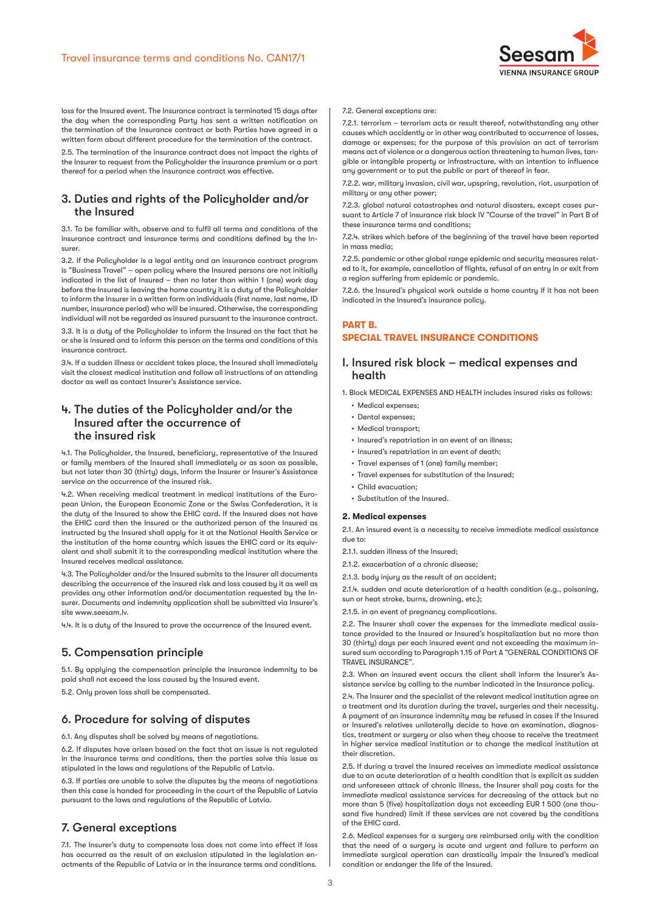loss for the Insured event. The Insurance contract is terminated 15 days after the day when the corresponding Party has sent a written notification on the termination of the Insurance contract or both Parties have agreed in a written form about different procedure for the termination of the contract.

2.5. The termination of the insurance contract does not impact the rights of the Insurer to request from the Policyholder the insurance premium or a part thereof for a period when the insurance contract was effective.

## 3. Duties and rights of the Policyholder and/or the Insured

3.1. To be familiar with, observe and to fulfil all terms and conditions of the insurance contract and insurance terms and conditions defined by the Insurer.

3.2. If the Policyholder is a legal entity and an insurance contract program is "Business Travel" – open policy where the Insured persons are not initially indicated in the list of Insured – then no later than within 1 (one) work day before the Insured is leaving the home country it is a duty of the Policyholder to inform the Insurer in a written form on individuals (first name, last name, ID number, insurance period) who will be insured. Otherwise, the corresponding individual will not be regarded as insured pursuant to the insurance contract.

3.3. It is a duty of the Policyholder to inform the Insured on the fact that he or she is insured and to inform this person on the terms and conditions of this insurance contract.

3.4. If a sudden illness or accident takes place, the Insured shall immediately visit the closest medical institution and follow all instructions of an attending doctor as well as contact Insurer's Assistance service.

## 4. The duties of the Policyholder and/or the Insured after the occurrence of the insured risk

4.1. The Policyholder, the Insured, beneficiary, representative of the Insured or family members of the Insured shall immediately or as soon as possible, but not later than 30 (thirty) days, inform the Insurer or Insurer's Assistance service on the occurrence of the insured risk.

4.2. When receiving medical treatment in medical institutions of the European Union, the European Economic Zone or the Swiss Confederation, it is the duty of the Insured to show the EHIC card. If the Insured does not have the EHIC card then the Insured or the authorized person of the Insured as instructed by the Insured shall apply for it at the National Health Service or the institution of the home country which issues the EHIC card or its equivalent and shall submit it to the corresponding medical institution where the Insured receives medical assistance.

4.3. The Policyholder and/or the Insured submits to the Insurer all documents describing the occurrence of the insured risk and loss caused by it as well as provides any other information and/or documentation requested by the Insurer. Documents and indemnity application shall be submitted via Insurer's site www.seesam.lv.

4.4. It is a duty of the Insured to prove the occurrence of the Insured event.

## 5. Compensation principle

5.1. By applying the compensation principle the insurance indemnity to be paid shall not exceed the loss caused by the Insured event.

5.2. Only proven loss shall be compensated.

## 6. Procedure for solving of disputes

6.1. Any disputes shall be solved by means of negotiations.

6.2. If disputes have arisen based on the fact that an issue is not regulated in the insurance terms and conditions, then the parties solve this issue as stipulated in the laws and regulations of the Republic of Latvia.

6.3. If parties are unable to solve the disputes by the means of negotiations then this case is handed for proceeding in the court of the Republic of Latvia pursuant to the laws and regulations of the Republic of Latvia.

## 7. General exceptions

7.1. The Insurer's duty to compensate loss does not come into effect if loss has occurred as the result of an exclusion stipulated in the legislation enactments of the Republic of Latvia or in the insurance terms and conditions.

7.2. General exceptions are:

7.2.1. terrorism – terrorism acts or result thereof, notwithstanding any other causes which accidently or in other way contributed to occurrence of losses, damage or expenses; for the purpose of this provision an act of terrorism means act of violence or a dangerous action threatening to human lives, tangible or intangible property or infrastructure, with an intention to influence any government or to put the public or part of thereof in fear.

7.2.2. war, military invasion, civil war, upspring, revolution, riot, usurpation of military or any other power;

7.2.3. global natural catastrophes and natural disasters, except cases pursuant to Article 7 of insurance risk block IV "Course of the travel" in Part B of these insurance terms and conditions;

7.2.4. strikes which before of the beginning of the travel have been reported in mass media;

7.2.5. pandemic or other global range epidemic and security measures related to it, for example, cancellation of flights, refusal of an entry in or exit from a region suffering from epidemic or pandemic.

7.2.6. the Insured's physical work outside a home country if it has not been indicated in the Insured's insurance policy.

# PART B. SPECIAL TRAVEL INSURANCE CONDITIONS

## I. Insured risk block – medical expenses and health

1. Block MEDICAL EXPENSES AND HEALTH includes insured risks as follows:

- Medical expenses;
- Dental expenses;
- Medical transport;
- Insured's repatriation in an event of an illness;
- Insured's repatriation in an event of death;
- Travel expenses of 1 (one) family member;
- Travel expenses for substitution of the Insured;
- Child evacuation;
- Substitution of the Insured.

### 2. Medical expenses

2.1. An insured event is a necessity to receive immediate medical assistance due to:

2.1.1. sudden illness of the Insured;

2.1.2. exacerbation of a chronic disease;

2.1.3. body injury as the result of an accident;

2.1.4. sudden and acute deterioration of a health condition (e.g., poisoning, sun or heat stroke, burns, drowning, etc.);

2.1.5. in an event of pregnancy complications.

2.2. The Insurer shall cover the expenses for the immediate medical assistance provided to the Insured or Insured's hospitalization but no more than 30 (thirty) days per each insured event and not exceeding the maximum insured sum according to Paragraph 1.15 of Part A "GENERAL CONDITIONS OF TRAVEL INSURANCE".

2.3. When an insured event occurs the client shall inform the Insurer's Assistance service by calling to the number indicated in the Insurance policy.

2.4. The Insurer and the specialist of the relevant medical institution agree on a treatment and its duration during the travel, surgeries and their necessity. A payment of an insurance indemnity may be refused in cases if the Insured or Insured's relatives unilaterally decide to have an examination, diagnostics, treatment or surgery or also when they choose to receive the treatment in higher service medical institution or to change the medical institution at their discretion.

2.5. If during a travel the Insured receives an immediate medical assistance due to an acute deterioration of a health condition that is explicit as sudden and unforeseen attack of chronic illness, the Insurer shall pay costs for the immediate medical assistance services for decreasing of the attack but no more than 5 (five) hospitalization days not exceeding EUR 1 500 (one thousand five hundred) limit if these services are not covered by the conditions of the EHIC card.

2.6. Medical expenses for a surgery are reimbursed only with the condition that the need of a surgery is acute and urgent and failure to perform an immediate surgical operation can drastically impair the Insured's medical condition or endanger the life of the Insured.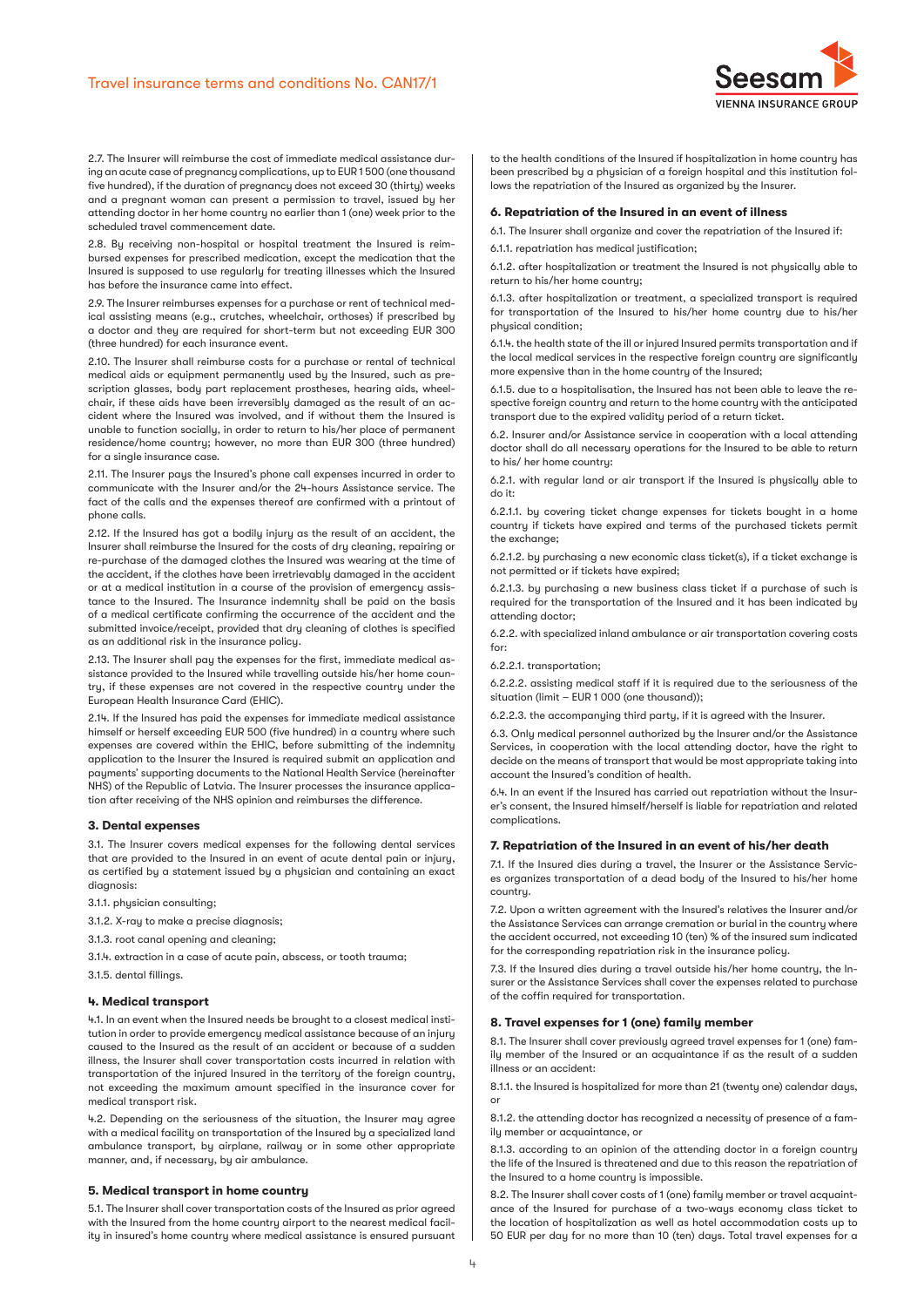2.7. The Insurer will reimburse the cost of immediate medical assistance during an acute case of pregnancy complications, up to EUR 1 500 (one thousand five hundred), if the duration of pregnancy does not exceed 30 (thirty) weeks and a pregnant woman can present a permission to travel, issued by her attending doctor in her home country no earlier than 1 (one) week prior to the scheduled travel commencement date.

2.8. By receiving non-hospital or hospital treatment the Insured is reimbursed expenses for prescribed medication, except the medication that the Insured is supposed to use regularly for treating illnesses which the Insured has before the insurance came into effect.

2.9. The Insurer reimburses expenses for a purchase or rent of technical medical assisting means (e.g., crutches, wheelchair, orthoses) if prescribed by a doctor and they are required for short-term but not exceeding EUR 300 (three hundred) for each insurance event.

2.10. The Insurer shall reimburse costs for a purchase or rental of technical medical aids or equipment permanently used by the Insured, such as prescription glasses, body part replacement prostheses, hearing aids, wheelchair, if these aids have been irreversibly damaged as the result of an accident where the Insured was involved, and if without them the Insured is unable to function socially, in order to return to his/her place of permanent residence/home country; however, no more than EUR 300 (three hundred) for a single insurance case.

2.11. The Insurer pays the Insured's phone call expenses incurred in order to communicate with the Insurer and/or the 24-hours Assistance service. The fact of the calls and the expenses thereof are confirmed with a printout of phone calls.

2.12. If the Insured has got a bodily injury as the result of an accident, the Insurer shall reimburse the Insured for the costs of dry cleaning, repairing or re-purchase of the damaged clothes the Insured was wearing at the time of the accident, if the clothes have been irretrievably damaged in the accident or at a medical institution in a course of the provision of emergency assistance to the Insured. The Insurance indemnity shall be paid on the basis of a medical certificate confirming the occurrence of the accident and the submitted invoice/receipt, provided that dry cleaning of clothes is specified as an additional risk in the insurance policy.

2.13. The Insurer shall pay the expenses for the first, immediate medical assistance provided to the Insured while travelling outside his/her home country, if these expenses are not covered in the respective country under the European Health Insurance Card (EHIC).

2.14. If the Insured has paid the expenses for immediate medical assistance himself or herself exceeding EUR 500 (five hundred) in a country where such expenses are covered within the EHIC, before submitting of the indemnity application to the Insurer the Insured is required submit an application and payments' supporting documents to the National Health Service (hereinafter NHS) of the Republic of Latvia. The Insurer processes the insurance application after receiving of the NHS opinion and reimburses the difference.

### 3. Dental expenses

3.1. The Insurer covers medical expenses for the following dental services that are provided to the Insured in an event of acute dental pain or injury, as certified by a statement issued by a physician and containing an exact diagnosis:

3.1.1. physician consulting;

3.1.2. X-ray to make a precise diagnosis;

3.1.3. root canal opening and cleaning;

3.1.4. extraction in a case of acute pain, abscess, or tooth trauma;

3.1.5. dental fillings.

### 4. Medical transport

4.1. In an event when the Insured needs be brought to a closest medical institution in order to provide emergency medical assistance because of an injury caused to the Insured as the result of an accident or because of a sudden illness, the Insurer shall cover transportation costs incurred in relation with transportation of the injured Insured in the territory of the foreign country, not exceeding the maximum amount specified in the insurance cover for medical transport risk.

4.2. Depending on the seriousness of the situation, the Insurer may agree with a medical facility on transportation of the Insured by a specialized land ambulance transport, by airplane, railway or in some other appropriate manner, and, if necessary, by air ambulance.

### 5. Medical transport in home country

5.1. The Insurer shall cover transportation costs of the Insured as prior agreed with the Insured from the home country airport to the nearest medical facility in insured's home country where medical assistance is ensured pursuant to the health conditions of the Insured if hospitalization in home country has been prescribed by a physician of a foreign hospital and this institution follows the repatriation of the Insured as organized by the Insurer.

### 6. Repatriation of the Insured in an event of illness

6.1. The Insurer shall organize and cover the repatriation of the Insured if:

6.1.1. repatriation has medical justification;

6.1.2. after hospitalization or treatment the Insured is not physically able to return to his/her home country;

6.1.3. after hospitalization or treatment, a specialized transport is required for transportation of the Insured to his/her home country due to his/her physical condition;

6.1.4. the health state of the ill or injured Insured permits transportation and if the local medical services in the respective foreign country are significantly more expensive than in the home country of the Insured;

6.1.5. due to a hospitalisation, the Insured has not been able to leave the respective foreign country and return to the home country with the anticipated transport due to the expired validity period of a return ticket.

6.2. Insurer and/or Assistance service in cooperation with a local attending doctor shall do all necessary operations for the Insured to be able to return to his/ her home country:

6.2.1. with regular land or air transport if the Insured is physically able to do it:

6.2.1.1. by covering ticket change expenses for tickets bought in a home country if tickets have expired and terms of the purchased tickets permit the exchange;

6.2.1.2. by purchasing a new economic class ticket(s), if a ticket exchange is not permitted or if tickets have expired;

6.2.1.3. by purchasing a new business class ticket if a purchase of such is required for the transportation of the Insured and it has been indicated by attending doctor;

6.2.2. with specialized inland ambulance or air transportation covering costs for:

6.2.2.1. transportation;

6.2.2.2. assisting medical staff if it is required due to the seriousness of the situation (limit – EUR 1 000 (one thousand));

6.2.2.3. the accompanying third party, if it is agreed with the Insurer.

6.3. Only medical personnel authorized by the Insurer and/or the Assistance Services, in cooperation with the local attending doctor, have the right to decide on the means of transport that would be most appropriate taking into account the Insured's condition of health.

6.4. In an event if the Insured has carried out repatriation without the Insurer's consent, the Insured himself/herself is liable for repatriation and related complications.

### 7. Repatriation of the Insured in an event of his/her death

7.1. If the Insured dies during a travel, the Insurer or the Assistance Services organizes transportation of a dead body of the Insured to his/her home country.

7.2. Upon a written agreement with the Insured's relatives the Insurer and/or the Assistance Services can arrange cremation or burial in the country where the accident occurred, not exceeding 10 (ten) % of the insured sum indicated for the corresponding repatriation risk in the insurance policy.

7.3. If the Insured dies during a travel outside his/her home country, the Insurer or the Assistance Services shall cover the expenses related to purchase of the coffin required for transportation.

### 8. Travel expenses for 1 (one) family member

8.1. The Insurer shall cover previously agreed travel expenses for 1 (one) family member of the Insured or an acquaintance if as the result of a sudden illness or an accident:

8.1.1. the Insured is hospitalized for more than 21 (twenty one) calendar days, or

8.1.2. the attending doctor has recognized a necessity of presence of a family member or acquaintance, or

8.1.3. according to an opinion of the attending doctor in a foreign country the life of the Insured is threatened and due to this reason the repatriation of the Insured to a home country is impossible.

8.2. The Insurer shall cover costs of 1 (one) family member or travel acquaintance of the Insured for purchase of a two-ways economy class ticket to the location of hospitalization as well as hotel accommodation costs up to 50 EUR per day for no more than 10 (ten) days. Total travel expenses for a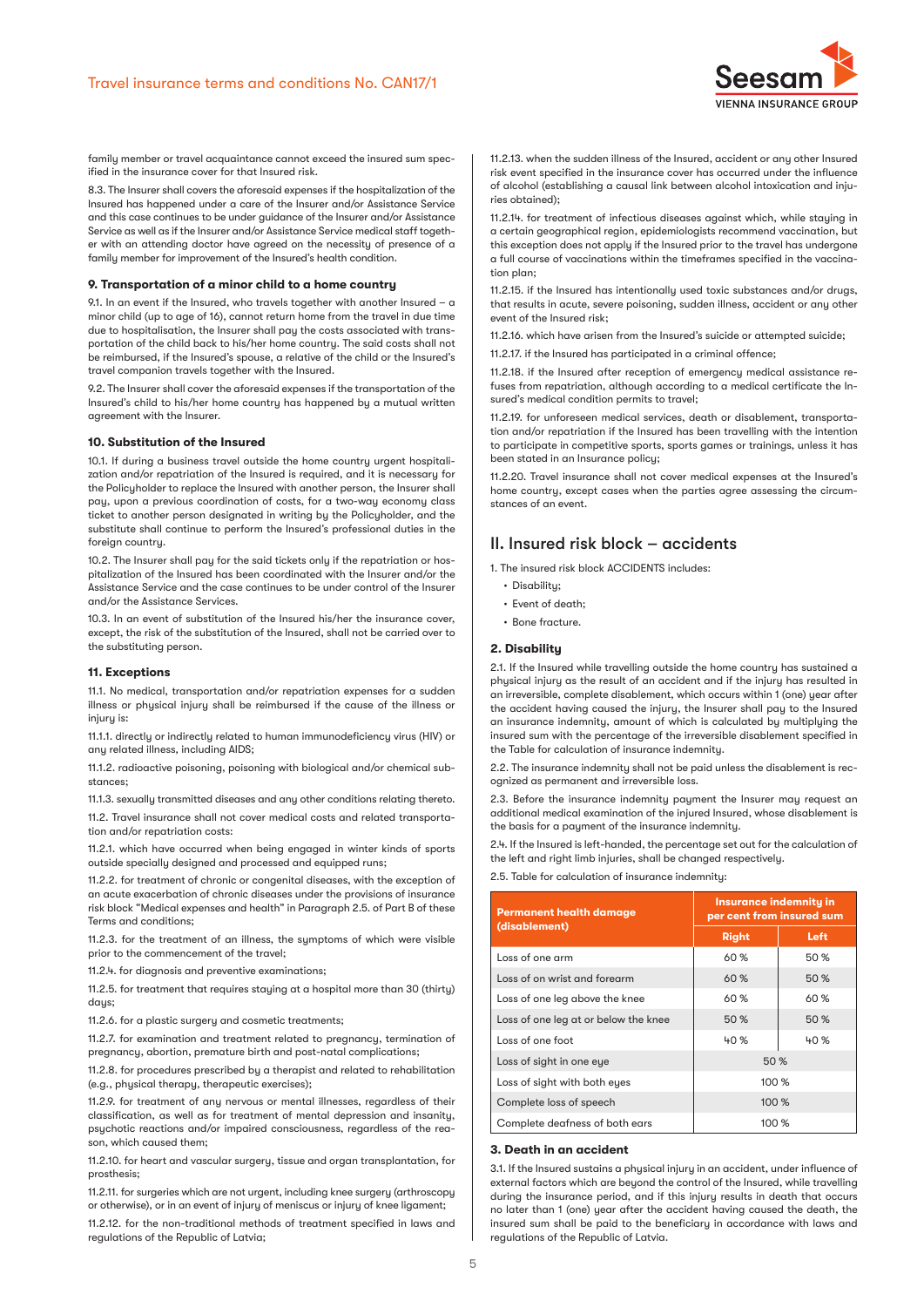family member or travel acquaintance cannot exceed the insured sum specified in the insurance cover for that Insured risk.

8.3. The Insurer shall covers the aforesaid expenses if the hospitalization of the Insured has happened under a care of the Insurer and/or Assistance Service and this case continues to be under guidance of the Insurer and/or Assistance Service as well as if the Insurer and/or Assistance Service medical staff together with an attending doctor have agreed on the necessity of presence of a family member for improvement of the Insured's health condition.

### 9. Transportation of a minor child to a home country

9.1. In an event if the Insured, who travels together with another Insured – a minor child (up to age of 16), cannot return home from the travel in due time due to hospitalisation, the Insurer shall pay the costs associated with transportation of the child back to his/her home country. The said costs shall not be reimbursed, if the Insured's spouse, a relative of the child or the Insured's travel companion travels together with the Insured.

9.2. The Insurer shall cover the aforesaid expenses if the transportation of the Insured's child to his/her home country has happened by a mutual written agreement with the Insurer.

### 10. Substitution of the Insured

10.1. If during a business travel outside the home country urgent hospitalization and/or repatriation of the Insured is required, and it is necessary for the Policyholder to replace the Insured with another person, the Insurer shall pay, upon a previous coordination of costs, for a two-way economy class ticket to another person designated in writing by the Policyholder, and the substitute shall continue to perform the Insured's professional duties in the foreign country.

10.2. The Insurer shall pay for the said tickets only if the repatriation or hospitalization of the Insured has been coordinated with the Insurer and/or the Assistance Service and the case continues to be under control of the Insurer and/or the Assistance Services.

10.3. In an event of substitution of the Insured his/her the insurance cover, except, the risk of the substitution of the Insured, shall not be carried over to the substituting person.

### 11. Exceptions

11.1. No medical, transportation and/or repatriation expenses for a sudden illness or physical injury shall be reimbursed if the cause of the illness or injury is:

11.1.1. directly or indirectly related to human immunodeficiency virus (HIV) or any related illness, including AIDS;

11.1.2. radioactive poisoning, poisoning with biological and/or chemical substances;

11.1.3. sexually transmitted diseases and any other conditions relating thereto.

11.2. Travel insurance shall not cover medical costs and related transportation and/or repatriation costs:

11.2.1. which have occurred when being engaged in winter kinds of sports outside specially designed and processed and equipped runs;

11.2.2. for treatment of chronic or congenital diseases, with the exception of an acute exacerbation of chronic diseases under the provisions of insurance risk block "Medical expenses and health" in Paragraph 2.5. of Part B of these Terms and conditions;

11.2.3. for the treatment of an illness, the symptoms of which were visible prior to the commencement of the travel;

11.2.4. for diagnosis and preventive examinations;

11.2.5. for treatment that requires staying at a hospital more than 30 (thirty) days;

11.2.6. for a plastic surgery and cosmetic treatments;

11.2.7. for examination and treatment related to pregnancy, termination of pregnancy, abortion, premature birth and post-natal complications;

11.2.8. for procedures prescribed by a therapist and related to rehabilitation (e.g., physical therapy, therapeutic exercises);

11.2.9. for treatment of any nervous or mental illnesses, regardless of their classification, as well as for treatment of mental depression and insanity, psychotic reactions and/or impaired consciousness, regardless of the reason, which caused them;

11.2.10. for heart and vascular surgery, tissue and organ transplantation, for prosthesis;

11.2.11. for surgeries which are not urgent, including knee surgery (arthroscopy or otherwise), or in an event of injury of meniscus or injury of knee ligament;

11.2.12. for the non-traditional methods of treatment specified in laws and regulations of the Republic of Latvia;

11.2.13. when the sudden illness of the Insured, accident or any other Insured risk event specified in the insurance cover has occurred under the influence of alcohol (establishing a causal link between alcohol intoxication and injuries obtained);

11.2.14. for treatment of infectious diseases against which, while staying in a certain geographical region, epidemiologists recommend vaccination, but this exception does not apply if the Insured prior to the travel has undergone a full course of vaccinations within the timeframes specified in the vaccination plan;

11.2.15. if the Insured has intentionally used toxic substances and/or drugs, that results in acute, severe poisoning, sudden illness, accident or any other event of the Insured risk;

11.2.16. which have arisen from the Insured's suicide or attempted suicide;

11.2.17. if the Insured has participated in a criminal offence;

11.2.18. if the Insured after reception of emergency medical assistance refuses from repatriation, although according to a medical certificate the Insured's medical condition permits to travel;

11.2.19. for unforeseen medical services, death or disablement, transportation and/or repatriation if the Insured has been travelling with the intention to participate in competitive sports, sports games or trainings, unless it has been stated in an Insurance policy;

11.2.20. Travel insurance shall not cover medical expenses at the Insured's home country, except cases when the parties agree assessing the circumstances of an event.

## II. Insured risk block – accidents

1. The insured risk block ACCIDENTS includes:

- Disability;
- Event of death;
- Bone fracture.

### 2. Disability

2.1. If the Insured while travelling outside the home country has sustained a physical injury as the result of an accident and if the injury has resulted in an irreversible, complete disablement, which occurs within 1 (one) year after the accident having caused the injury, the Insurer shall pay to the Insured an insurance indemnity, amount of which is calculated by multiplying the insured sum with the percentage of the irreversible disablement specified in the Table for calculation of insurance indemnity.

2.2. The insurance indemnity shall not be paid unless the disablement is recognized as permanent and irreversible loss.

2.3. Before the insurance indemnity payment the Insurer may request an additional medical examination of the injured Insured, whose disablement is the basis for a payment of the insurance indemnity.

2.4. If the Insured is left-handed, the percentage set out for the calculation of the left and right limb injuries, shall be changed respectively.

2.5. Table for calculation of insurance indemnity:

| Permanent health damage (disablement) | Insurance indemnity in per cent from insured sum | |
|---|---|---|
| | Right | Left |
| Loss of one arm | 60 % | 50 % |
| Loss of on wrist and forearm | 60 % | 50 % |
| Loss of one leg above the knee | 60 % | 60 % |
| Loss of one leg at or below the knee | 50 % | 50 % |
| Loss of one foot | 40 % | 40 % |
| Loss of sight in one eye | 50 % | |
| Loss of sight with both eyes | 100 % | |
| Complete loss of speech | 100 % | |
| Complete deafness of both ears | 100 % | |

### 3. Death in an accident

3.1. If the Insured sustains a physical injury in an accident, under influence of external factors which are beyond the control of the Insured, while travelling during the insurance period, and if this injury results in death that occurs no later than 1 (one) year after the accident having caused the death, the insured sum shall be paid to the beneficiary in accordance with laws and regulations of the Republic of Latvia.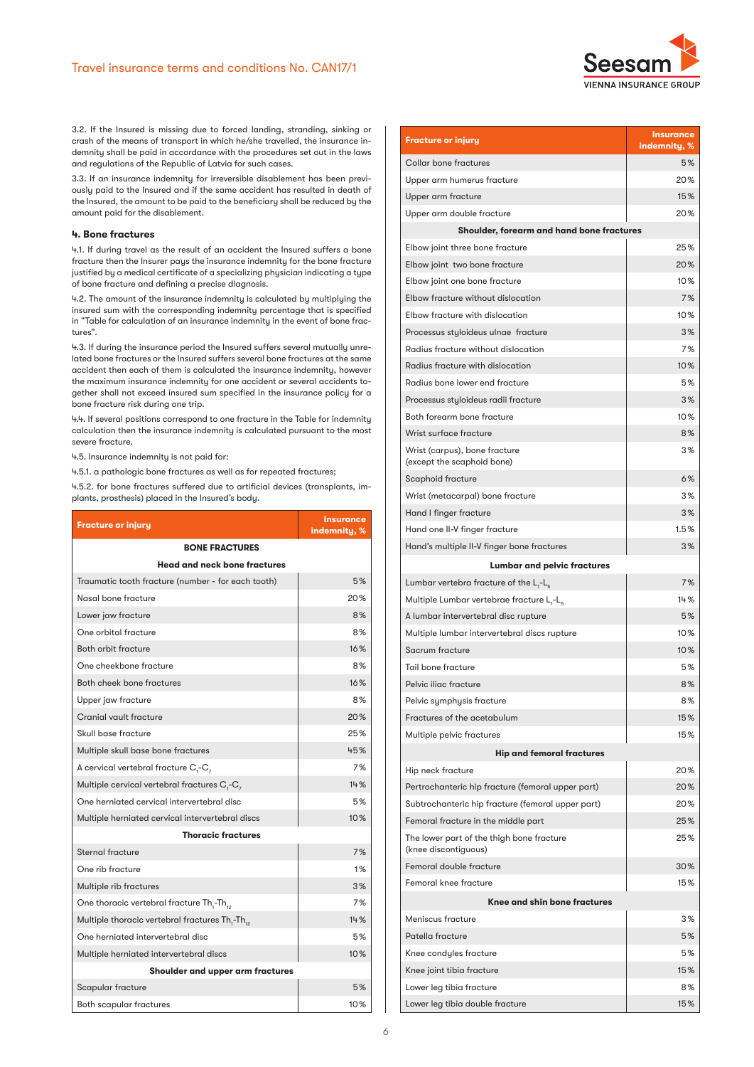3.2. If the Insured is missing due to forced landing, stranding, sinking or crash of the means of transport in which he/she travelled, the insurance indemnity shall be paid in accordance with the procedures set out in the laws and regulations of the Republic of Latvia for such cases.

3.3. If an insurance indemnity for irreversible disablement has been previously paid to the Insured and if the same accident has resulted in death of the Insured, the amount to be paid to the beneficiary shall be reduced by the amount paid for the disablement.

## 4. Bone fractures

4.1. If during travel as the result of an accident the Insured suffers a bone fracture then the Insurer pays the insurance indemnity for the bone fracture justified by a medical certificate of a specializing physician indicating a type of bone fracture and defining a precise diagnosis.

4.2. The amount of the insurance indemnity is calculated by multiplying the insured sum with the corresponding indemnity percentage that is specified in "Table for calculation of an insurance indemnity in the event of bone fractures".

4.3. If during the insurance period the Insured suffers several mutually unrelated bone fractures or the Insured suffers several bone fractures at the same accident then each of them is calculated the insurance indemnity, however the maximum insurance indemnity for one accident or several accidents together shall not exceed insured sum specified in the insurance policy for a bone fracture risk during one trip.

4.4. If several positions correspond to one fracture in the Table for indemnity calculation then the insurance indemnity is calculated pursuant to the most severe fracture.

4.5. Insurance indemnity is not paid for:

4.5.1. a pathologic bone fractures as well as for repeated fractures;

4.5.2. for bone fractures suffered due to artificial devices (transplants, implants, prosthesis) placed in the Insured's body.

| Fracture or injury | Insurance indemnity, % |
|---|---|
| **BONE FRACTURES** | |
| **Head and neck bone fractures** | |
| Traumatic tooth fracture (number - for each tooth) | 5% |
| Nasal bone fracture | 20% |
| Lower jaw fracture | 8% |
| One orbital fracture | 8% |
| Both orbit fracture | 16% |
| One cheekbone fracture | 8% |
| Both cheek bone fractures | 16% |
| Upper jaw fracture | 8% |
| Cranial vault fracture | 20% |
| Skull base fracture | 25% |
| Multiple skull base bone fractures | 45% |
| A cervical vertebral fracture $C_1$-$C_7$ | 7% |
| Multiple cervical vertebral fractures $C_1$-$C_7$ | 14% |
| One herniated cervical intervertebral disc | 5% |
| Multiple herniated cervical intervertebral discs | 10% |
| **Thoracic fractures** | |
| Sternal fracture | 7% |
| One rib fracture | 1% |
| Multiple rib fractures | 3% |
| One thoracic vertebral fracture $Th_1$-$Th_{12}$ | 7% |
| Multiple thoracic vertebral fractures $Th_1$-$Th_{12}$ | 14% |
| One herniated intervertebral disc | 5% |
| Multiple herniated intervertebral discs | 10% |
| **Shoulder and upper arm fractures** | |
| Scapular fracture | 5% |
| Both scapular fractures | 10% |
| Collar bone fractures | 5% |
| Upper arm humerus fracture | 20% |
| Upper arm fracture | 15% |
| Upper arm double fracture | 20% |
| **Shoulder, forearm and hand bone fractures** | |
| Elbow joint three bone fracture | 25% |
| Elbow joint two bone fracture | 20% |
| Elbow joint one bone fracture | 10% |
| Elbow fracture without dislocation | 7% |
| Elbow fracture with dislocation | 10% |
| Processus styloideus ulnae fracture | 3% |
| Radius fracture without dislocation | 7% |
| Radius fracture with dislocation | 10% |
| Radius bone lower end fracture | 5% |
| Processus styloideus radii fracture | 3% |
| Both forearm bone fracture | 10% |
| Wrist surface fracture | 8% |
| Wrist (carpus), bone fracture (except the scaphoid bone) | 3% |
| Scaphoid fracture | 6% |
| Wrist (metacarpal) bone fracture | 3% |
| Hand I finger fracture | 3% |
| Hand one II-V finger fracture | 1.5% |
| Hand's multiple II-V finger bone fractures | 3% |
| **Lumbar and pelvic fractures** | |
| Lumbar vertebra fracture of the $L_1$-$L_5$ | 7% |
| Multiple Lumbar vertebrae fracture $L_1$-$L_5$ | 14% |
| A lumbar intervertebral disc rupture | 5% |
| Multiple lumbar intervertebral discs rupture | 10% |
| Sacrum fracture | 10% |
| Tail bone fracture | 5% |
| Pelvic iliac fracture | 8% |
| Pelvic symphysis fracture | 8% |
| Fractures of the acetabulum | 15% |
| Multiple pelvic fractures | 15% |
| **Hip and femoral fractures** | |
| Hip neck fracture | 20% |
| Pertrochanteric hip fracture (femoral upper part) | 20% |
| Subtrochanteric hip fracture (femoral upper part) | 20% |
| Femoral fracture in the middle part | 25% |
| The lower part of the thigh bone fracture (knee discontiguous) | 25% |
| Femoral double fracture | 30% |
| Femoral knee fracture | 15% |
| **Knee and shin bone fractures** | |
| Meniscus fracture | 3% |
| Patella fracture | 5% |
| Knee condyles fracture | 5% |
| Knee joint tibia fracture | 15% |
| Lower leg tibia fracture | 8% |
| Lower leg tibia double fracture | 15% |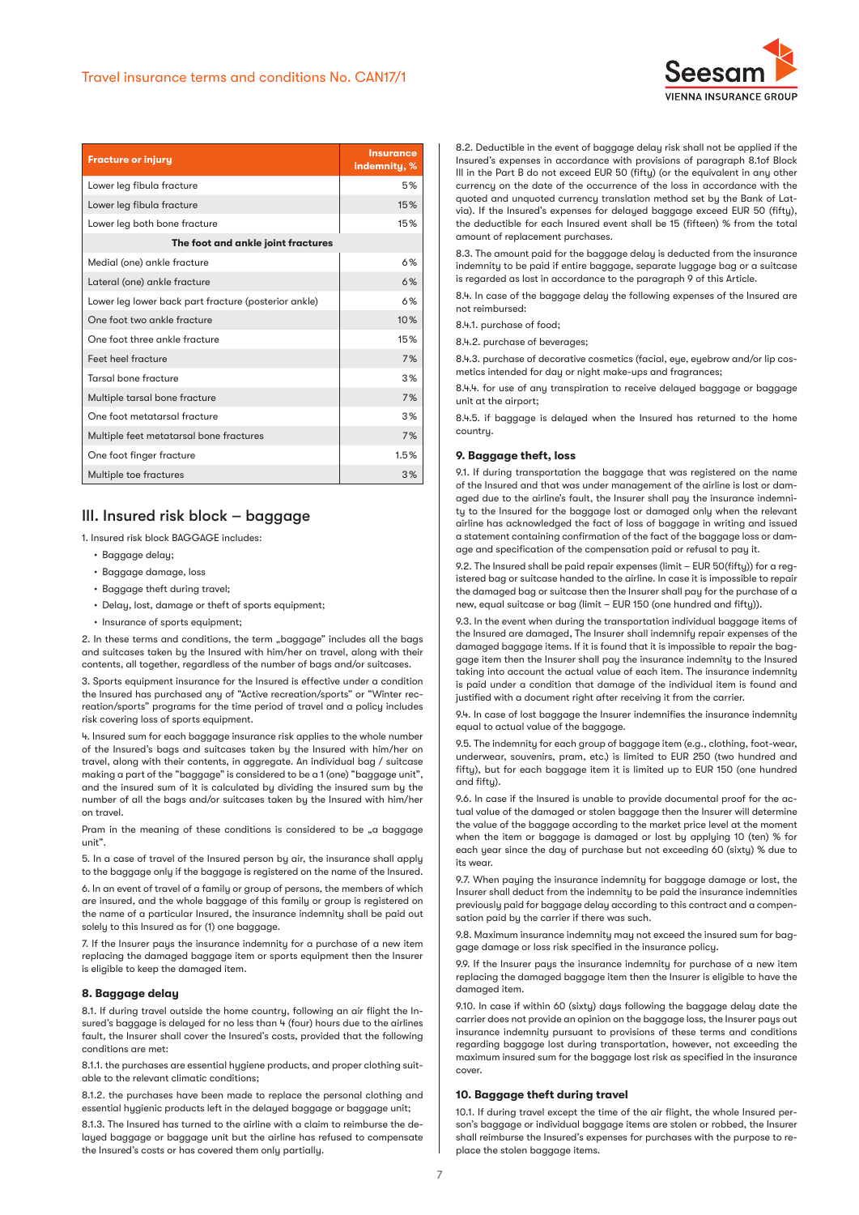| Fracture or injury | Insurance indemnity, % |
|---|---|
| Lower leg fibula fracture | 5% |
| Lower leg fibula fracture | 15% |
| Lower leg both bone fracture | 15% |
| **The foot and ankle joint fractures** | |
| Medial (one) ankle fracture | 6% |
| Lateral (one) ankle fracture | 6% |
| Lower leg lower back part fracture (posterior ankle) | 6% |
| One foot two ankle fracture | 10% |
| One foot three ankle fracture | 15% |
| Feet heel fracture | 7% |
| Tarsal bone fracture | 3% |
| Multiple tarsal bone fracture | 7% |
| One foot metatarsal fracture | 3% |
| Multiple feet metatarsal bone fractures | 7% |
| One foot finger fracture | 1.5% |
| Multiple toe fractures | 3% |

## III. Insured risk block – baggage

1. Insured risk block BAGGAGE includes:

- Baggage delay;
- Baggage damage, loss
- Baggage theft during travel;
- Delay, lost, damage or theft of sports equipment;
- Insurance of sports equipment;

2. In these terms and conditions, the term „baggage" includes all the bags and suitcases taken by the Insured with him/her on travel, along with their contents, all together, regardless of the number of bags and/or suitcases.

3. Sports equipment insurance for the Insured is effective under a condition the Insured has purchased any of "Active recreation/sports" or "Winter recreation/sports" programs for the time period of travel and a policy includes risk covering loss of sports equipment.

4. Insured sum for each baggage insurance risk applies to the whole number of the Insured's bags and suitcases taken by the Insured with him/her on travel, along with their contents, in aggregate. An individual bag / suitcase making a part of the "baggage" is considered to be a 1 (one) "baggage unit", and the insured sum of it is calculated by dividing the insured sum by the number of all the bags and/or suitcases taken by the Insured with him/her on travel.

Pram in the meaning of these conditions is considered to be „a baggage unit".

5. In a case of travel of the Insured person by air, the insurance shall apply to the baggage only if the baggage is registered on the name of the Insured.

6. In an event of travel of a family or group of persons, the members of which are insured, and the whole baggage of this family or group is registered on the name of a particular Insured, the insurance indemnity shall be paid out solely to this Insured as for (1) one baggage.

7. If the Insurer pays the insurance indemnity for a purchase of a new item replacing the damaged baggage item or sports equipment then the Insurer is eligible to keep the damaged item.

### 8. Baggage delay

8.1. If during travel outside the home country, following an air flight the Insured's baggage is delayed for no less than 4 (four) hours due to the airlines fault, the Insurer shall cover the Insured's costs, provided that the following conditions are met:

8.1.1. the purchases are essential hygiene products, and proper clothing suitable to the relevant climatic conditions;

8.1.2. the purchases have been made to replace the personal clothing and essential hygienic products left in the delayed baggage or baggage unit;

8.1.3. The Insured has turned to the airline with a claim to reimburse the delayed baggage or baggage unit but the airline has refused to compensate the Insured's costs or has covered them only partially.

8.2. Deductible in the event of baggage delay risk shall not be applied if the Insured's expenses in accordance with provisions of paragraph 8.1of Block III in the Part B do not exceed EUR 50 (fifty) (or the equivalent in any other currency on the date of the occurrence of the loss in accordance with the quoted and unquoted currency translation method set by the Bank of Latvia). If the Insured's expenses for delayed baggage exceed EUR 50 (fifty), the deductible for each Insured event shall be 15 (fifteen) % from the total amount of replacement purchases.

8.3. The amount paid for the baggage delay is deducted from the insurance indemnity to be paid if entire baggage, separate luggage bag or a suitcase is regarded as lost in accordance to the paragraph 9 of this Article.

8.4. In case of the baggage delay the following expenses of the Insured are not reimbursed:

8.4.1. purchase of food;

8.4.2. purchase of beverages;

8.4.3. purchase of decorative cosmetics (facial, eye, eyebrow and/or lip cosmetics intended for day or night make-ups and fragrances;

8.4.4. for use of any transpiration to receive delayed baggage or baggage unit at the airport;

8.4.5. if baggage is delayed when the Insured has returned to the home country.

### 9. Baggage theft, loss

9.1. If during transportation the baggage that was registered on the name of the Insured and that was under management of the airline is lost or damaged due to the airline's fault, the Insurer shall pay the insurance indemnity to the Insured for the baggage lost or damaged only when the relevant airline has acknowledged the fact of loss of baggage in writing and issued a statement containing confirmation of the fact of the baggage loss or damage and specification of the compensation paid or refusal to pay it.

9.2. The Insured shall be paid repair expenses (limit – EUR 50(fifty)) for a registered bag or suitcase handed to the airline. In case it is impossible to repair the damaged bag or suitcase then the Insurer shall pay for the purchase of a new, equal suitcase or bag (limit – EUR 150 (one hundred and fifty)).

9.3. In the event when during the transportation individual baggage items of the Insured are damaged, The Insurer shall indemnify repair expenses of the damaged baggage items. If it is found that it is impossible to repair the baggage item then the Insurer shall pay the insurance indemnity to the Insured taking into account the actual value of each item. The insurance indemnity is paid under a condition that damage of the individual item is found and justified with a document right after receiving it from the carrier.

9.4. In case of lost baggage the Insurer indemnifies the insurance indemnity equal to actual value of the baggage.

9.5. The indemnity for each group of baggage item (e.g., clothing, foot-wear, underwear, souvenirs, pram, etc.) is limited to EUR 250 (two hundred and fifty), but for each baggage item it is limited up to EUR 150 (one hundred and fifty).

9.6. In case if the Insured is unable to provide documental proof for the actual value of the damaged or stolen baggage then the Insurer will determine the value of the baggage according to the market price level at the moment when the item or baggage is damaged or lost by applying 10 (ten) % for each year since the day of purchase but not exceeding 60 (sixty) % due to its wear.

9.7. When paying the insurance indemnity for baggage damage or lost, the Insurer shall deduct from the indemnity to be paid the insurance indemnities previously paid for baggage delay according to this contract and a compensation paid by the carrier if there was such.

9.8. Maximum insurance indemnity may not exceed the insured sum for baggage damage or loss risk specified in the insurance policy.

9.9. If the Insurer pays the insurance indemnity for purchase of a new item replacing the damaged baggage item then the Insurer is eligible to have the damaged item.

9.10. In case if within 60 (sixty) days following the baggage delay date the carrier does not provide an opinion on the baggage loss, the Insurer pays out insurance indemnity pursuant to provisions of these terms and conditions regarding baggage lost during transportation, however, not exceeding the maximum insured sum for the baggage lost risk as specified in the insurance cover.

### 10. Baggage theft during travel

10.1. If during travel except the time of the air flight, the whole Insured person's baggage or individual baggage items are stolen or robbed, the Insurer shall reimburse the Insured's expenses for purchases with the purpose to replace the stolen baggage items.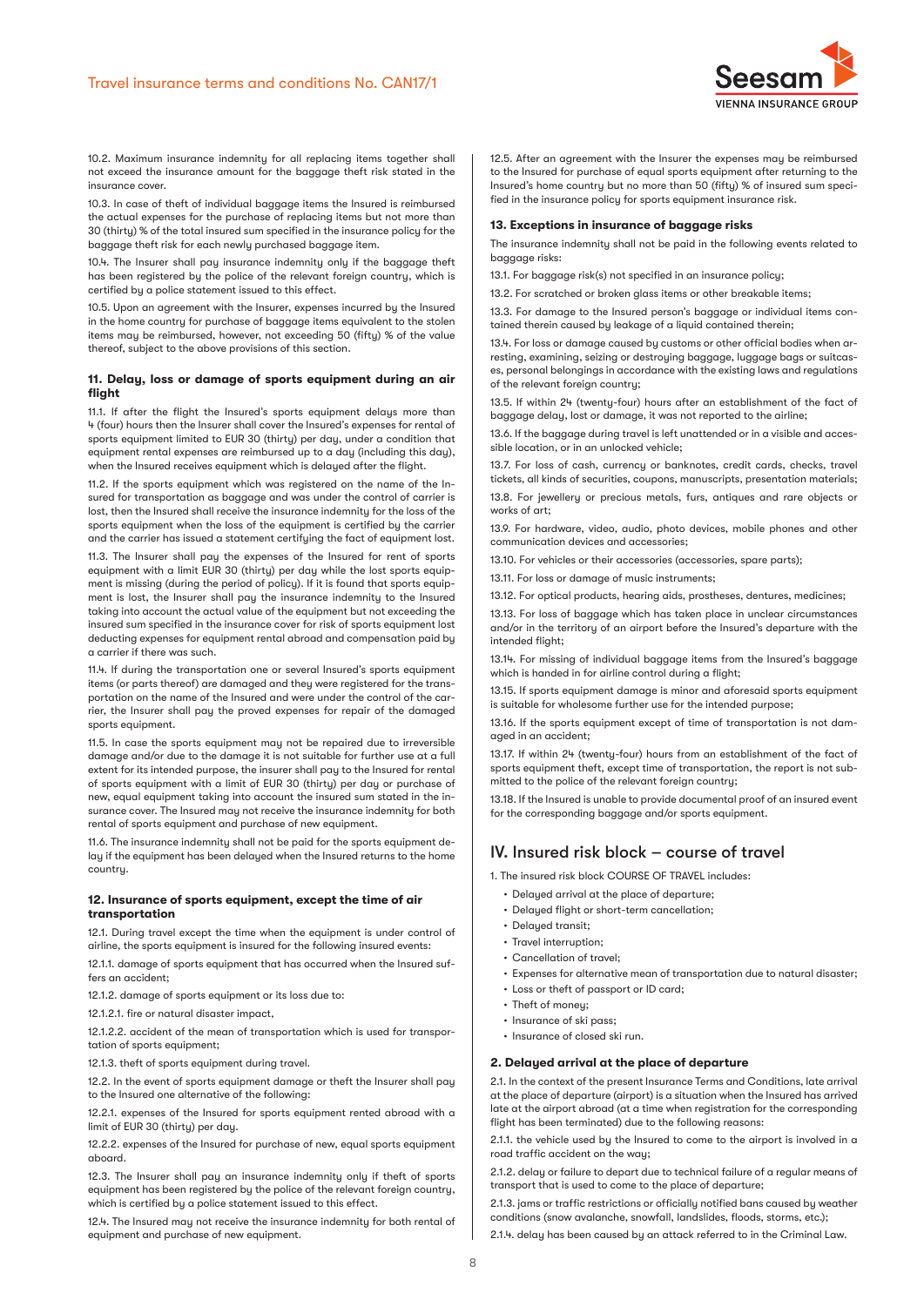10.2. Maximum insurance indemnity for all replacing items together shall not exceed the insurance amount for the baggage theft risk stated in the insurance cover.

10.3. In case of theft of individual baggage items the Insured is reimbursed the actual expenses for the purchase of replacing items but not more than 30 (thirty) % of the total insured sum specified in the insurance policy for the baggage theft risk for each newly purchased baggage item.

10.4. The Insurer shall pay insurance indemnity only if the baggage theft has been registered by the police of the relevant foreign country, which is certified by a police statement issued to this effect.

10.5. Upon an agreement with the Insurer, expenses incurred by the Insured in the home country for purchase of baggage items equivalent to the stolen items may be reimbursed, however, not exceeding 50 (fifty) % of the value thereof, subject to the above provisions of this section.

### 11. Delay, loss or damage of sports equipment during an air flight

11.1. If after the flight the Insured's sports equipment delays more than 4 (four) hours then the Insurer shall cover the Insured's expenses for rental of sports equipment limited to EUR 30 (thirty) per day, under a condition that equipment rental expenses are reimbursed up to a day (including this day), when the Insured receives equipment which is delayed after the flight.

11.2. If the sports equipment which was registered on the name of the Insured for transportation as baggage and was under the control of carrier is lost, then the Insured shall receive the insurance indemnity for the loss of the sports equipment when the loss of the equipment is certified by the carrier and the carrier has issued a statement certifying the fact of equipment lost.

11.3. The Insurer shall pay the expenses of the Insured for rent of sports equipment with a limit EUR 30 (thirty) per day while the lost sports equipment is missing (during the period of policy). If it is found that sports equipment is lost, the Insurer shall pay the insurance indemnity to the Insured taking into account the actual value of the equipment but not exceeding the insured sum specified in the insurance cover for risk of sports equipment lost deducting expenses for equipment rental abroad and compensation paid by a carrier if there was such.

11.4. If during the transportation one or several Insured's sports equipment items (or parts thereof) are damaged and they were registered for the transportation on the name of the Insured and were under the control of the carrier, the Insurer shall pay the proved expenses for repair of the damaged sports equipment.

11.5. In case the sports equipment may not be repaired due to irreversible damage and/or due to the damage it is not suitable for further use at a full extent for its intended purpose, the insurer shall pay to the Insured for rental of sports equipment with a limit of EUR 30 (thirty) per day or purchase of new, equal equipment taking into account the insured sum stated in the insurance cover. The Insured may not receive the insurance indemnity for both rental of sports equipment and purchase of new equipment.

11.6. The insurance indemnity shall not be paid for the sports equipment delay if the equipment has been delayed when the Insured returns to the home country.

### 12. Insurance of sports equipment, except the time of air transportation

12.1. During travel except the time when the equipment is under control of airline, the sports equipment is insured for the following insured events:

12.1.1. damage of sports equipment that has occurred when the Insured suffers an accident;

12.1.2. damage of sports equipment or its loss due to:

12.1.2.1. fire or natural disaster impact,

12.1.2.2. accident of the mean of transportation which is used for transportation of sports equipment;

12.1.3. theft of sports equipment during travel.

12.2. In the event of sports equipment damage or theft the Insurer shall pay to the Insured one alternative of the following:

12.2.1. expenses of the Insured for sports equipment rented abroad with a limit of EUR 30 (thirty) per day.

12.2.2. expenses of the Insured for purchase of new, equal sports equipment aboard.

12.3. The Insurer shall pay an insurance indemnity only if theft of sports equipment has been registered by the police of the relevant foreign country, which is certified by a police statement issued to this effect.

12.4. The Insured may not receive the insurance indemnity for both rental of equipment and purchase of new equipment.

12.5. After an agreement with the Insurer the expenses may be reimbursed to the Insured for purchase of equal sports equipment after returning to the Insured's home country but no more than 50 (fifty) % of insured sum specified in the insurance policy for sports equipment insurance risk.

### 13. Exceptions in insurance of baggage risks

The insurance indemnity shall not be paid in the following events related to baggage risks:

13.1. For baggage risk(s) not specified in an insurance policy;

13.2. For scratched or broken glass items or other breakable items;

13.3. For damage to the Insured person's baggage or individual items contained therein caused by leakage of a liquid contained therein;

13.4. For loss or damage caused by customs or other official bodies when arresting, examining, seizing or destroying baggage, luggage bags or suitcases, personal belongings in accordance with the existing laws and regulations of the relevant foreign country;

13.5. If within 24 (twenty-four) hours after an establishment of the fact of baggage delay, lost or damage, it was not reported to the airline;

13.6. If the baggage during travel is left unattended or in a visible and accessible location, or in an unlocked vehicle;

13.7. For loss of cash, currency or banknotes, credit cards, checks, travel tickets, all kinds of securities, coupons, manuscripts, presentation materials;

13.8. For jewellery or precious metals, furs, antiques and rare objects or works of art;

13.9. For hardware, video, audio, photo devices, mobile phones and other communication devices and accessories;

13.10. For vehicles or their accessories (accessories, spare parts);

13.11. For loss or damage of music instruments;

13.12. For optical products, hearing aids, prostheses, dentures, medicines;

13.13. For loss of baggage which has taken place in unclear circumstances and/or in the territory of an airport before the Insured's departure with the intended flight;

13.14. For missing of individual baggage items from the Insured's baggage which is handed in for airline control during a flight;

13.15. If sports equipment damage is minor and aforesaid sports equipment is suitable for wholesome further use for the intended purpose;

13.16. If the sports equipment except of time of transportation, is not damaged in an accident;

13.17. If within 24 (twenty-four) hours from an establishment of the fact of sports equipment theft, except time of transportation, the report is not submitted to the police of the relevant foreign country;

13.18. If the Insured is unable to provide documental proof of an insured event for the corresponding baggage and/or sports equipment.

## IV. Insured risk block – course of travel

1. The insured risk block COURSE OF TRAVEL includes:

- Delayed arrival at the place of departure;
- Delayed flight or short-term cancellation;
- Delayed transit;
- Travel interruption;
- Cancellation of travel;
- Expenses for alternative mean of transportation due to natural disaster;
- Loss or theft of passport or ID card;
- Theft of money;
- Insurance of ski pass;
- Insurance of closed ski run.

### 2. Delayed arrival at the place of departure

2.1. In the context of the present Insurance Terms and Conditions, late arrival at the place of departure (airport) is a situation when the Insured has arrived late at the airport abroad (at a time when registration for the corresponding flight has been terminated) due to the following reasons:

2.1.1. the vehicle used by the Insured to come to the airport is involved in a road traffic accident on the way;

2.1.2. delay or failure to depart due to technical failure of a regular means of transport that is used to come to the place of departure;

2.1.3. jams or traffic restrictions or officially notified bans caused by weather conditions (snow avalanche, snowfall, landslides, floods, storms, etc.);

2.1.4. delay has been caused by an attack referred to in the Criminal Law.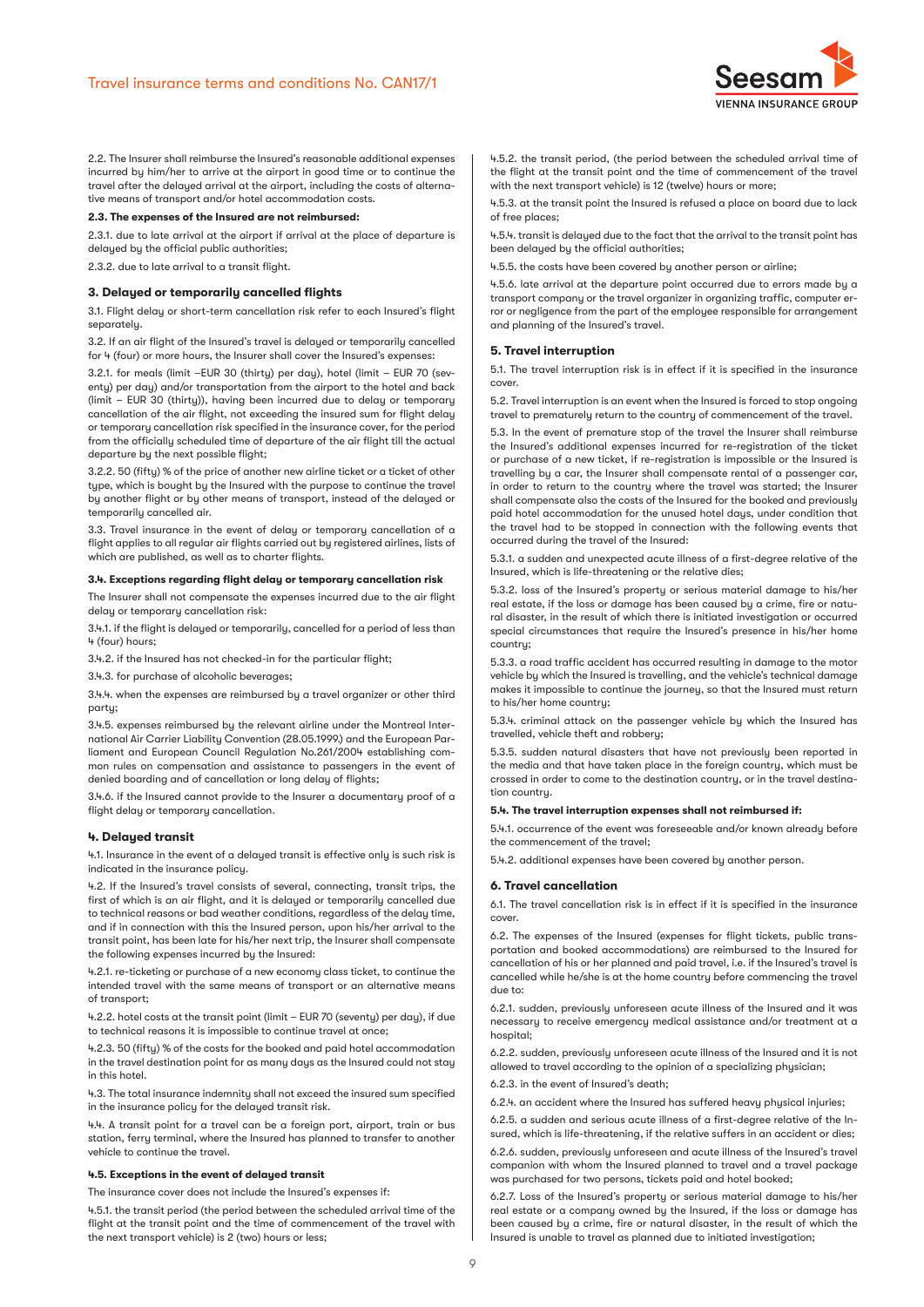2.2. The Insurer shall reimburse the Insured's reasonable additional expenses incurred by him/her to arrive at the airport in good time or to continue the travel after the delayed arrival at the airport, including the costs of alternative means of transport and/or hotel accommodation costs.

**2.3. The expenses of the Insured are not reimbursed:**

2.3.1. due to late arrival at the airport if arrival at the place of departure is delayed by the official public authorities;

2.3.2. due to late arrival to a transit flight.

### 3. Delayed or temporarily cancelled flights

3.1. Flight delay or short-term cancellation risk refer to each Insured's flight separately.

3.2. If an air flight of the Insured's travel is delayed or temporarily cancelled for 4 (four) or more hours, the Insurer shall cover the Insured's expenses:

3.2.1. for meals (limit –EUR 30 (thirty) per day), hotel (limit – EUR 70 (seventy) per day) and/or transportation from the airport to the hotel and back (limit – EUR 30 (thirty)), having been incurred due to delay or temporary cancellation of the air flight, not exceeding the insured sum for flight delay or temporary cancellation risk specified in the insurance cover, for the period from the officially scheduled time of departure of the air flight till the actual departure by the next possible flight;

3.2.2. 50 (fifty) % of the price of another new airline ticket or a ticket of other type, which is bought by the Insured with the purpose to continue the travel by another flight or by other means of transport, instead of the delayed or temporarily cancelled air.

3.3. Travel insurance in the event of delay or temporary cancellation of a flight applies to all regular air flights carried out by registered airlines, lists of which are published, as well as to charter flights.

**3.4. Exceptions regarding flight delay or temporary cancellation risk**

The Insurer shall not compensate the expenses incurred due to the air flight delay or temporary cancellation risk:

3.4.1. if the flight is delayed or temporarily, cancelled for a period of less than 4 (four) hours;

3.4.2. if the Insured has not checked-in for the particular flight;

3.4.3. for purchase of alcoholic beverages;

3.4.4. when the expenses are reimbursed by a travel organizer or other third party;

3.4.5. expenses reimbursed by the relevant airline under the Montreal International Air Carrier Liability Convention (28.05.1999.) and the European Parliament and European Council Regulation No.261/2004 establishing common rules on compensation and assistance to passengers in the event of denied boarding and of cancellation or long delay of flights;

3.4.6. if the Insured cannot provide to the Insurer a documentary proof of a flight delay or temporary cancellation.

### 4. Delayed transit

4.1. Insurance in the event of a delayed transit is effective only is such risk is indicated in the insurance policy.

4.2. If the Insured's travel consists of several, connecting, transit trips, the first of which is an air flight, and it is delayed or temporarily cancelled due to technical reasons or bad weather conditions, regardless of the delay time, and if in connection with this the Insured person, upon his/her arrival to the transit point, has been late for his/her next trip, the Insurer shall compensate the following expenses incurred by the Insured:

4.2.1. re-ticketing or purchase of a new economy class ticket, to continue the intended travel with the same means of transport or an alternative means of transport;

4.2.2. hotel costs at the transit point (limit – EUR 70 (seventy) per day), if due to technical reasons it is impossible to continue travel at once;

4.2.3. 50 (fifty) % of the costs for the booked and paid hotel accommodation in the travel destination point for as many days as the Insured could not stay in this hotel.

4.3. The total insurance indemnity shall not exceed the insured sum specified in the insurance policy for the delayed transit risk.

4.4. A transit point for a travel can be a foreign port, airport, train or bus station, ferry terminal, where the Insured has planned to transfer to another vehicle to continue the travel.

**4.5. Exceptions in the event of delayed transit**

The insurance cover does not include the Insured's expenses if:

4.5.1. the transit period (the period between the scheduled arrival time of the flight at the transit point and the time of commencement of the travel with the next transport vehicle) is 2 (two) hours or less;

4.5.2. the transit period, (the period between the scheduled arrival time of the flight at the transit point and the time of commencement of the travel with the next transport vehicle) is 12 (twelve) hours or more;

4.5.3. at the transit point the Insured is refused a place on board due to lack of free places;

4.5.4. transit is delayed due to the fact that the arrival to the transit point has been delayed by the official authorities;

4.5.5. the costs have been covered by another person or airline;

4.5.6. late arrival at the departure point occurred due to errors made by a transport company or the travel organizer in organizing traffic, computer error or negligence from the part of the employee responsible for arrangement and planning of the Insured's travel.

### 5. Travel interruption

5.1. The travel interruption risk is in effect if it is specified in the insurance cover.

5.2. Travel interruption is an event when the Insured is forced to stop ongoing travel to prematurely return to the country of commencement of the travel.

5.3. In the event of premature stop of the travel the Insurer shall reimburse the Insured's additional expenses incurred for re-registration of the ticket or purchase of a new ticket, if re-registration is impossible or the Insured is travelling by a car, the Insurer shall compensate rental of a passenger car, in order to return to the country where the travel was started; the Insurer shall compensate also the costs of the Insured for the booked and previously paid hotel accommodation for the unused hotel days, under condition that the travel had to be stopped in connection with the following events that occurred during the travel of the Insured:

5.3.1. a sudden and unexpected acute illness of a first-degree relative of the Insured, which is life-threatening or the relative dies;

5.3.2. loss of the Insured's property or serious material damage to his/her real estate, if the loss or damage has been caused by a crime, fire or natural disaster, in the result of which there is initiated investigation or occurred special circumstances that require the Insured's presence in his/her home country;

5.3.3. a road traffic accident has occurred resulting in damage to the motor vehicle by which the Insured is travelling, and the vehicle's technical damage makes it impossible to continue the journey, so that the Insured must return to his/her home country;

5.3.4. criminal attack on the passenger vehicle by which the Insured has travelled, vehicle theft and robbery;

5.3.5. sudden natural disasters that have not previously been reported in the media and that have taken place in the foreign country, which must be crossed in order to come to the destination country, or in the travel destination country.

**5.4. The travel interruption expenses shall not reimbursed if:**

5.4.1. occurrence of the event was foreseeable and/or known already before the commencement of the travel;

5.4.2. additional expenses have been covered by another person.

### 6. Travel cancellation

6.1. The travel cancellation risk is in effect if it is specified in the insurance cover.

6.2. The expenses of the Insured (expenses for flight tickets, public transportation and booked accommodations) are reimbursed to the Insured for cancellation of his or her planned and paid travel, i.e. if the Insured's travel is cancelled while he/she is at the home country before commencing the travel due to:

6.2.1. sudden, previously unforeseen acute illness of the Insured and it was necessary to receive emergency medical assistance and/or treatment at a hospital;

6.2.2. sudden, previously unforeseen acute illness of the Insured and it is not allowed to travel according to the opinion of a specializing physician;

6.2.3. in the event of Insured's death;

6.2.4. an accident where the Insured has suffered heavy physical injuries;

6.2.5. a sudden and serious acute illness of a first-degree relative of the Insured, which is life-threatening, if the relative suffers in an accident or dies;

6.2.6. sudden, previously unforeseen and acute illness of the Insured's travel companion with whom the Insured planned to travel and a travel package was purchased for two persons, tickets paid and hotel booked;

6.2.7. Loss of the Insured's property or serious material damage to his/her real estate or a company owned by the Insured, if the loss or damage has been caused by a crime, fire or natural disaster, in the result of which the Insured is unable to travel as planned due to initiated investigation;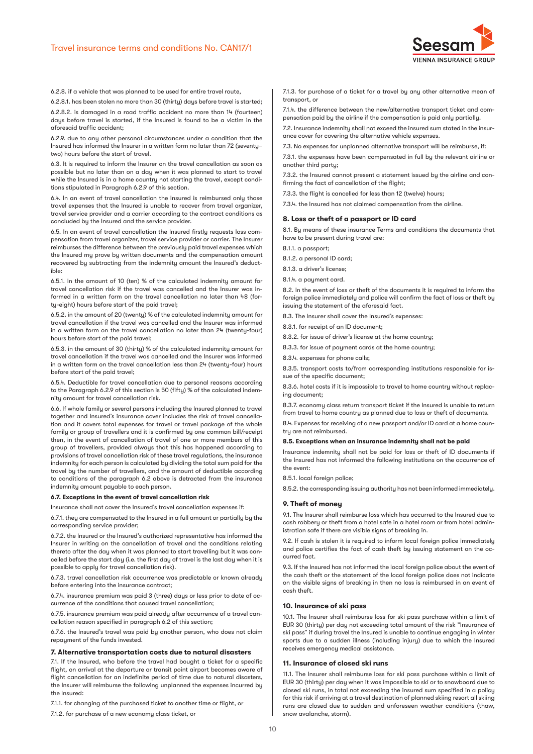6.2.8. if a vehicle that was planned to be used for entire travel route,

6.2.8.1. has been stolen no more than 30 (thirty) days before travel is started;

6.2.8.2. is damaged in a road traffic accident no more than 14 (fourteen) days before travel is started, if the Insured is found to be a victim in the aforesaid traffic accident;

6.2.9. due to any other personal circumstances under a condition that the Insured has informed the Insurer in a written form no later than 72 (seventy–two) hours before the start of travel.

6.3. It is required to inform the Insurer on the travel cancellation as soon as possible but no later than on a day when it was planned to start to travel while the Insured is in a home country not starting the travel, except conditions stipulated in Paragraph 6.2.9 of this section.

6.4. In an event of travel cancellation the Insured is reimbursed only those travel expenses that the Insured is unable to recover from travel organizer, travel service provider and a carrier according to the contract conditions as concluded by the Insured and the service provider.

6.5. In an event of travel cancellation the Insured firstly requests loss compensation from travel organizer, travel service provider or carrier. The Insurer reimburses the difference between the previously paid travel expenses which the Insured my prove by written documents and the compensation amount recovered by subtracting from the indemnity amount the Insured's deductible:

6.5.1. in the amount of 10 (ten) % of the calculated indemnity amount for travel cancellation risk if the travel was cancelled and the Insurer was informed in a written form on the travel cancellation no later than 48 (forty-eight) hours before start of the paid travel;

6.5.2. in the amount of 20 (twenty) % of the calculated indemnity amount for travel cancellation if the travel was cancelled and the Insurer was informed in a written form on the travel cancellation no later than 24 (twenty-four) hours before start of the paid travel;

6.5.3. in the amount of 30 (thirty) % of the calculated indemnity amount for travel cancellation if the travel was cancelled and the Insurer was informed in a written form on the travel cancellation less than 24 (twenty-four) hours before start of the paid travel;

6.5.4. Deductible for travel cancellation due to personal reasons according to the Paragraph 6.2.9 of this section is 50 (fifty) % of the calculated indemnity amount for travel cancellation risk.

6.6. If whole family or several persons including the Insured planned to travel together and Insured's insurance cover includes the risk of travel cancellation and it covers total expenses for travel or travel package of the whole family or group of travellers and it is confirmed by one common bill/receipt then, in the event of cancellation of travel of one or more members of this group of travellers, provided always that this has happened according to provisions of travel cancellation risk of these travel regulations, the insurance indemnity for each person is calculated by dividing the total sum paid for the travel by the number of travellers, and the amount of deductible according to conditions of the paragraph 6.2 above is detracted from the insurance indemnity amount payable to each person.

**6.7. Exceptions in the event of travel cancellation risk**

Insurance shall not cover the Insured's travel cancellation expenses if:

6.7.1. they are compensated to the Insured in a full amount or partially by the corresponding service provider;

6.7.2. the Insured or the Insured's authorized representative has informed the Insurer in writing on the cancellation of travel and the conditions relating thereto after the day when it was planned to start travelling but it was cancelled before the start day (i.e. the first day of travel is the last day when it is possible to apply for travel cancellation risk).

6.7.3. travel cancellation risk occurrence was predictable or known already before entering into the insurance contract;

6.7.4. insurance premium was paid 3 (three) days or less prior to date of occurrence of the conditions that caused travel cancellation;

6.7.5. insurance premium was paid already after occurrence of a travel cancellation reason specified in paragraph 6.2 of this section;

6.7.6. the Insured's travel was paid by another person, who does not claim repayment of the funds invested.

## 7. Alternative transportation costs due to natural disasters

7.1. If the Insured, who before the travel had bought a ticket for a specific flight, on arrival at the departure or transit point airport becomes aware of flight cancellation for an indefinite period of time due to natural disasters, the Insurer will reimburse the following unplanned the expenses incurred by the Insured:

7.1.1. for changing of the purchased ticket to another time or flight, or

7.1.2. for purchase of a new economy class ticket, or

7.1.3. for purchase of a ticket for a travel by any other alternative mean of transport, or

7.1.4. the difference between the new/alternative transport ticket and compensation paid by the airline if the compensation is paid only partially.

7.2. Insurance indemnity shall not exceed the insured sum stated in the insurance cover for covering the alternative vehicle expenses.

7.3. No expenses for unplanned alternative transport will be reimburse, if:

7.3.1. the expenses have been compensated in full by the relevant airline or another third party;

7.3.2. the Insured cannot present a statement issued by the airline and confirming the fact of cancellation of the flight;

7.3.3. the flight is cancelled for less than 12 (twelve) hours;

7.3.4. the Insured has not claimed compensation from the airline.

## 8. Loss or theft of a passport or ID card

8.1. By means of these insurance Terms and conditions the documents that have to be present during travel are:

8.1.1. a passport;

8.1.2. a personal ID card;

8.1.3. a driver's license;

8.1.4. a payment card.

8.2. In the event of loss or theft of the documents it is required to inform the foreign police immediately and police will confirm the fact of loss or theft by issuing the statement of the aforesaid fact.

8.3. The Insurer shall cover the Insured's expenses:

8.3.1. for receipt of an ID document;

8.3.2. for issue of driver's license at the home country;

8.3.3. for issue of payment cards at the home country;

8.3.4. expenses for phone calls;

8.3.5. transport costs to/from corresponding institutions responsible for issue of the specific document;

8.3.6. hotel costs if it is impossible to travel to home country without replacing document;

8.3.7. economy class return transport ticket if the Insured is unable to return from travel to home country as planned due to loss or theft of documents.

8.4. Expenses for receiving of a new passport and/or ID card at a home country are not reimbursed.

**8.5. Exceptions when an insurance indemnity shall not be paid**

Insurance indemnity shall not be paid for loss or theft of ID documents if the Insured has not informed the following institutions on the occurrence of the event:

8.5.1. local foreign police;

8.5.2. the corresponding issuing authority has not been informed immediately.

## 9. Theft of money

9.1. The Insurer shall reimburse loss which has occurred to the Insured due to cash robbery or theft from a hotel safe in a hotel room or from hotel administration safe if there are visible signs of breaking in.

9.2. If cash is stolen it is required to inform local foreign police immediately and police certifies the fact of cash theft by issuing statement on the occurred fact.

9.3. If the Insured has not informed the local foreign police about the event of the cash theft or the statement of the local foreign police does not indicate on the visible signs of breaking in then no loss is reimbursed in an event of cash theft.

## 10. Insurance of ski pass

10.1. The Insurer shall reimburse loss for ski pass purchase within a limit of EUR 30 (thirty) per day not exceeding total amount of the risk "Insurance of ski pass" if during travel the Insured is unable to continue engaging in winter sports due to a sudden illness (including injury) due to which the Insured receives emergency medical assistance.

## 11. Insurance of closed ski runs

11.1. The Insurer shall reimburse loss for ski pass purchase within a limit of EUR 30 (thirty) per day when it was impossible to ski or to snowboard due to closed ski runs, in total not exceeding the insured sum specified in a policy for this risk if arriving at a travel destination of planned skiing resort all skiing runs are closed due to sudden and unforeseen weather conditions (thaw, snow avalanche, storm).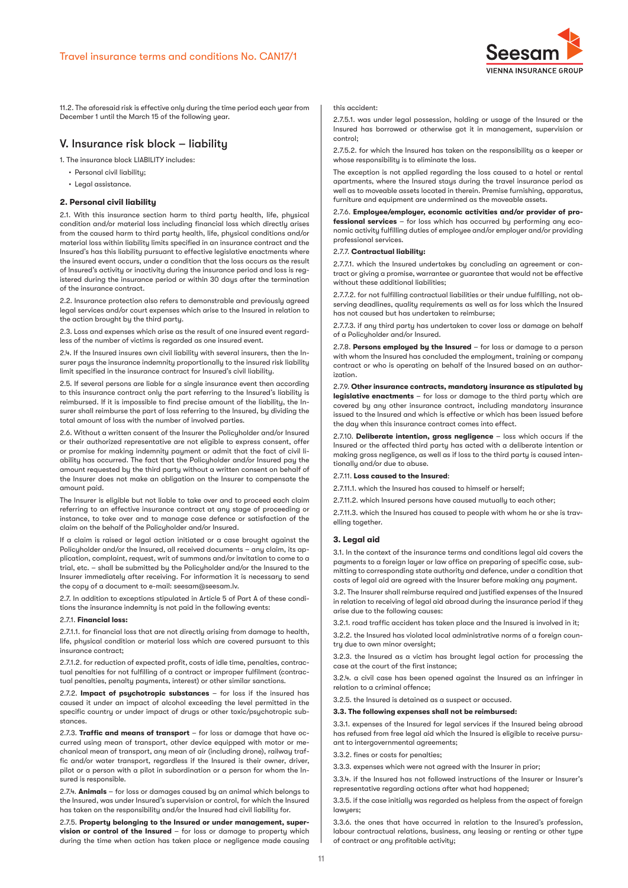11.2. The aforesaid risk is effective only during the time period each year from December 1 until the March 15 of the following year.

## V. Insurance risk block – liability

1. The insurance block LIABILITY includes:

- Personal civil liability;
- Legal assistance.

### 2. Personal civil liability

2.1. With this insurance section harm to third party health, life, physical condition and/or material loss including financial loss which directly arises from the caused harm to third party health, life, physical conditions and/or material loss within liability limits specified in an insurance contract and the Insured's has this liability pursuant to effective legislative enactments where the insured event occurs, under a condition that the loss occurs as the result of Insured's activity or inactivity during the insurance period and loss is registered during the insurance period or within 30 days after the termination of the insurance contract.

2.2. Insurance protection also refers to demonstrable and previously agreed legal services and/or court expenses which arise to the Insured in relation to the action brought by the third party.

2.3. Loss and expenses which arise as the result of one insured event regardless of the number of victims is regarded as one insured event.

2.4. If the Insured insures own civil liability with several insurers, then the Insurer pays the insurance indemnity proportionally to the insured risk liability limit specified in the insurance contract for Insured's civil liability.

2.5. If several persons are liable for a single insurance event then according to this insurance contract only the part referring to the Insured's liability is reimbursed. If it is impossible to find precise amount of the liability, the Insurer shall reimburse the part of loss referring to the Insured, by dividing the total amount of loss with the number of involved parties.

2.6. Without a written consent of the Insurer the Policyholder and/or Insured or their authorized representative are not eligible to express consent, offer or promise for making indemnity payment or admit that the fact of civil liability has occurred. The fact that the Policyholder and/or Insured pay the amount requested by the third party without a written consent on behalf of the Insurer does not make an obligation on the Insurer to compensate the amount paid.

The Insurer is eligible but not liable to take over and to proceed each claim referring to an effective insurance contract at any stage of proceeding or instance, to take over and to manage case defence or satisfaction of the claim on the behalf of the Policyholder and/or Insured.

If a claim is raised or legal action initiated or a case brought against the Policyholder and/or the Insured, all received documents – any claim, its application, complaint, request, writ of summons and/or invitation to come to a trial, etc. – shall be submitted by the Policyholder and/or the Insured to the Insurer immediately after receiving. For information it is necessary to send the copy of a document to e-mail: seesam@seesam.lv.

2.7. In addition to exceptions stipulated in Article 5 of Part A of these conditions the insurance indemnity is not paid in the following events:

2.7.1. **Financial loss:**

2.7.1.1. for financial loss that are not directly arising from damage to health, life, physical condition or material loss which are covered pursuant to this insurance contract;

2.7.1.2. for reduction of expected profit, costs of idle time, penalties, contractual penalties for not fulfilling of a contract or improper fulfilment (contractual penalties, penalty payments, interest) or other similar sanctions.

2.7.2. **Impact of psychotropic substances** – for loss if the insured has caused it under an impact of alcohol exceeding the level permitted in the specific country or under impact of drugs or other toxic/psychotropic substances.

2.7.3. **Traffic and means of transport** – for loss or damage that have occurred using mean of transport, other device equipped with motor or mechanical mean of transport, any mean of air (including drone), railway traffic and/or water transport, regardless if the Insured is their owner, driver, pilot or a person with a pilot in subordination or a person for whom the Insured is responsible.

2.7.4. **Animals** – for loss or damages caused by an animal which belongs to the Insured, was under Insured's supervision or control, for which the Insured has taken on the responsibility and/or the Insured had civil liability for.

2.7.5. **Property belonging to the Insured or under management, supervision or control of the Insured** – for loss or damage to property which during the time when action has taken place or negligence made causing this accident:

2.7.5.1. was under legal possession, holding or usage of the Insured or the Insured has borrowed or otherwise got it in management, supervision or control;

2.7.5.2. for which the Insured has taken on the responsibility as a keeper or whose responsibility is to eliminate the loss.

The exception is not applied regarding the loss caused to a hotel or rental apartments, where the Insured stays during the travel insurance period as well as to moveable assets located in therein. Premise furnishing, apparatus, furniture and equipment are undermined as the moveable assets.

2.7.6. **Employee/employer, economic activities and/or provider of professional services** – for loss which has occurred by performing any economic activity fulfilling duties of employee and/or employer and/or providing professional services.

2.7.7. **Contractual liability:**

2.7.7.1. which the Insured undertakes by concluding an agreement or contract or giving a promise, warrantee or guarantee that would not be effective without these additional liabilities;

2.7.7.2. for not fulfilling contractual liabilities or their undue fulfilling, not observing deadlines, quality requirements as well as for loss which the Insured has not caused but has undertaken to reimburse;

2.7.7.3. if any third party has undertaken to cover loss or damage on behalf of a Policyholder and/or Insured.

2.7.8. **Persons employed by the Insured** – for loss or damage to a person with whom the Insured has concluded the employment, training or company contract or who is operating on behalf of the Insured based on an authorization.

2.7.9. **Other insurance contracts, mandatory insurance as stipulated by legislative enactments** – for loss or damage to the third party which are covered by any other insurance contract, including mandatory insurance issued to the Insured and which is effective or which has been issued before the day when this insurance contract comes into effect.

2.7.10. **Deliberate intention, gross negligence** – loss which occurs if the Insured or the affected third party has acted with a deliberate intention or making gross negligence, as well as if loss to the third party is caused intentionally and/or due to abuse.

2.7.11. **Loss caused to the Insured**:

2.7.11.1. which the Insured has caused to himself or herself;

2.7.11.2. which Insured persons have caused mutually to each other;

2.7.11.3. which the Insured has caused to people with whom he or she is travelling together.

### 3. Legal aid

3.1. In the context of the insurance terms and conditions legal aid covers the payments to a foreign layer or law office on preparing of specific case, submitting to corresponding state authority and defence, under a condition that costs of legal aid are agreed with the Insurer before making any payment.

3.2. The Insurer shall reimburse required and justified expenses of the Insured in relation to receiving of legal aid abroad during the insurance period if they arise due to the following causes:

3.2.1. road traffic accident has taken place and the Insured is involved in it;

3.2.2. the Insured has violated local administrative norms of a foreign country due to own minor oversight;

3.2.3. the Insured as a victim has brought legal action for processing the case at the court of the first instance;

3.2.4. a civil case has been opened against the Insured as an infringer in relation to a criminal offence;

3.2.5. the Insured is detained as a suspect or accused.

**3.3. The following expenses shall not be reimbursed:**

3.3.1. expenses of the Insured for legal services if the Insured being abroad has refused from free legal aid which the Insured is eligible to receive pursuant to intergovernmental agreements;

3.3.2. fines or costs for penalties;

3.3.3. expenses which were not agreed with the Insurer in prior;

3.3.4. if the Insured has not followed instructions of the Insurer or Insurer's representative regarding actions after what had happened;

3.3.5. if the case initially was regarded as helpless from the aspect of foreign lawyers;

3.3.6. the ones that have occurred in relation to the Insured's profession, labour contractual relations, business, any leasing or renting or other type of contract or any profitable activity;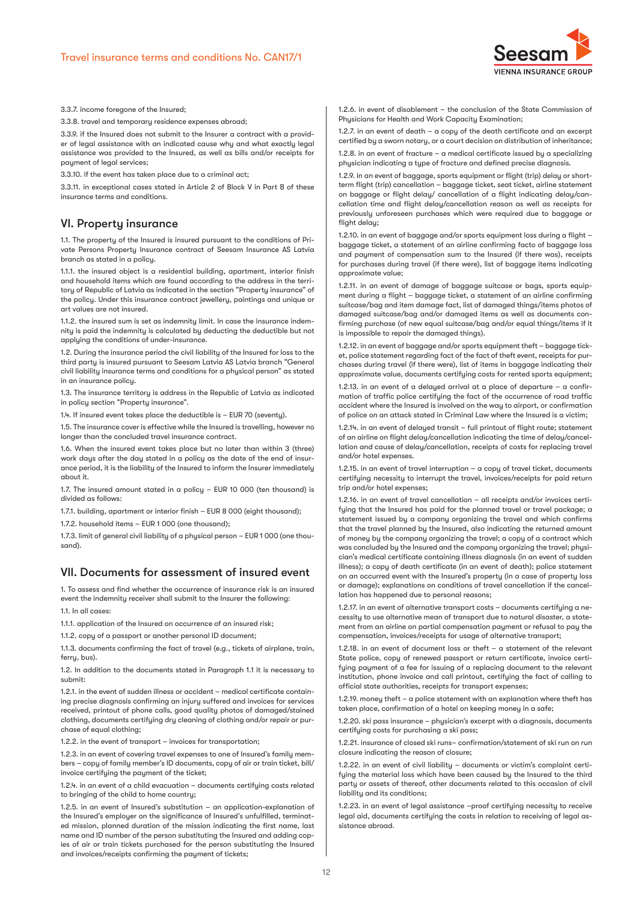3.3.7. income foregone of the Insured;

3.3.8. travel and temporary residence expenses abroad;

3.3.9. if the Insured does not submit to the Insurer a contract with a provider of legal assistance with an indicated cause why and what exactly legal assistance was provided to the Insured, as well as bills and/or receipts for payment of legal services;

3.3.10. if the event has taken place due to a criminal act;

3.3.11. in exceptional cases stated in Article 2 of Block V in Part B of these insurance terms and conditions.

## VI. Property insurance

1.1. The property of the Insured is insured pursuant to the conditions of Private Persons Property Insurance contract of Seesam Insurance AS Latvia branch as stated in a policy.

1.1.1. the insured object is a residential building, apartment, interior finish and household items which are found according to the address in the territory of Republic of Latvia as indicated in the section "Property insurance" of the policy. Under this insurance contract jewellery, paintings and unique or art values are not insured.

1.1.2. the insured sum is set as indemnity limit. In case the insurance indemnity is paid the indemnity is calculated by deducting the deductible but not applying the conditions of under-insurance.

1.2. During the insurance period the civil liability of the Insured for loss to the third party is insured pursuant to Seesam Latvia AS Latvia branch "General civil liability insurance terms and conditions for a physical person" as stated in an insurance policy.

1.3. The insurance territory is address in the Republic of Latvia as indicated in policy section "Property insurance".

1.4. If insured event takes place the deductible is – EUR 70 (seventy).

1.5. The insurance cover is effective while the Insured is travelling, however no longer than the concluded travel insurance contract.

1.6. When the insured event takes place but no later than within 3 (three) work days after the day stated in a policy as the date of the end of insurance period, it is the liability of the Insured to inform the Insurer immediately about it.

1.7. The insured amount stated in a policy – EUR 10 000 (ten thousand) is divided as follows:

1.7.1. building, apartment or interior finish – EUR 8 000 (eight thousand);

1.7.2. household items – EUR 1 000 (one thousand);

1.7.3. limit of general civil liability of a physical person – EUR 1 000 (one thousand).

## VII. Documents for assessment of insured event

1. To assess and find whether the occurrence of insurance risk is an insured event the indemnity receiver shall submit to the Insurer the following:

1.1. In all cases:

1.1.1. application of the Insured on occurrence of an insured risk;

1.1.2. copy of a passport or another personal ID document;

1.1.3. documents confirming the fact of travel (e.g., tickets of airplane, train, ferry, bus).

1.2. In addition to the documents stated in Paragraph 1.1 it is necessary to submit:

1.2.1. in the event of sudden illness or accident – medical certificate containing precise diagnosis confirming an injury suffered and invoices for services received, printout of phone calls, good quality photos of damaged/stained clothing, documents certifying dry cleaning of clothing and/or repair or purchase of equal clothing;

1.2.2. in the event of transport – invoices for transportation;

1.2.3. in an event of covering travel expenses to one of Insured's family members – copy of family member's ID documents, copy of air or train ticket, bill/invoice certifying the payment of the ticket;

1.2.4. in an event of a child evacuation – documents certifying costs related to bringing of the child to home country;

1.2.5. in an event of Insured's substitution – an application-explanation of the Insured's employer on the significance of Insured's unfulfilled, terminated mission, planned duration of the mission indicating the first name, last name and ID number of the person substituting the Insured and adding copies of air or train tickets purchased for the person substituting the Insured and invoices/receipts confirming the payment of tickets;

1.2.6. in event of disablement – the conclusion of the State Commission of Physicians for Health and Work Capacity Examination;

1.2.7. in an event of death – a copy of the death certificate and an excerpt certified by a sworn notary, or a court decision on distribution of inheritance;

1.2.8. in an event of fracture – a medical certificate issued by a specializing physician indicating a type of fracture and defined precise diagnosis.

1.2.9. in an event of baggage, sports equipment or flight (trip) delay or short-term flight (trip) cancellation – baggage ticket, seat ticket, airline statement on baggage or flight delay/ cancellation of a flight indicating delay/cancellation time and flight delay/cancellation reason as well as receipts for previously unforeseen purchases which were required due to baggage or flight delay;

1.2.10. in an event of baggage and/or sports equipment loss during a flight – baggage ticket, a statement of an airline confirming facto of baggage loss and payment of compensation sum to the Insured (if there was), receipts for purchases during travel (if there were), list of baggage items indicating approximate value;

1.2.11. in an event of damage of baggage suitcase or bags, sports equipment during a flight – baggage ticket, a statement of an airline confirming suitcase/bag and item damage fact, list of damaged things/items photos of damaged suitcase/bag and/or damaged items as well as documents confirming purchase (of new equal suitcase/bag and/or equal things/items if it is impossible to repair the damaged things).

1.2.12. in an event of baggage and/or sports equipment theft – baggage ticket, police statement regarding fact of the fact of theft event, receipts for purchases during travel (if there were), list of items in baggage indicating their approximate value, documents certifying costs for rented sports equipment;

1.2.13. in an event of a delayed arrival at a place of departure – a confirmation of traffic police certifying the fact of the occurrence of road traffic accident where the Insured is involved on the way to airport, or confirmation of police on an attack stated in Criminal Law where the Insured is a victim;

1.2.14. in an event of delayed transit – full printout of flight route; statement of an airline on flight delay/cancellation indicating the time of delay/cancellation and cause of delay/cancellation, receipts of costs for replacing travel and/or hotel expenses.

1.2.15. in an event of travel interruption – a copy of travel ticket, documents certifying necessity to interrupt the travel, invoices/receipts for paid return trip and/or hotel expenses;

1.2.16. in an event of travel cancellation – all receipts and/or invoices certifying that the Insured has paid for the planned travel or travel package; a statement issued by a company organizing the travel and which confirms that the travel planned by the Insured, also indicating the returned amount of money by the company organizing the travel; a copy of a contract which was concluded by the Insured and the company organizing the travel; physician's medical certificate containing illness diagnosis (in an event of sudden illness); a copy of death certificate (in an event of death); police statement on an occurred event with the Insured's property (in a case of property loss or damage); explanations on conditions of travel cancellation if the cancellation has happened due to personal reasons;

1.2.17. in an event of alternative transport costs – documents certifying a necessity to use alternative mean of transport due to natural disaster, a statement from an airline on partial compensation payment or refusal to pay the compensation, invoices/receipts for usage of alternative transport;

1.2.18. in an event of document loss or theft – a statement of the relevant State police, copy of renewed passport or return certificate, invoice certifying payment of a fee for issuing of a replacing document to the relevant institution, phone invoice and call printout, certifying the fact of calling to official state authorities, receipts for transport expenses;

1.2.19. money theft – a police statement with an explanation where theft has taken place, confirmation of a hotel on keeping money in a safe;

1.2.20. ski pass insurance – physician's excerpt with a diagnosis, documents certifying costs for purchasing a ski pass;

1.2.21. insurance of closed ski runs– confirmation/statement of ski run on run closure indicating the reason of closure;

1.2.22. in an event of civil liability – documents or victim's complaint certifying the material loss which have been caused by the Insured to the third party or assets of thereof, other documents related to this occasion of civil liability and its conditions;

1.2.23. in an event of legal assistance –proof certifying necessity to receive legal aid, documents certifying the costs in relation to receiving of legal assistance abroad.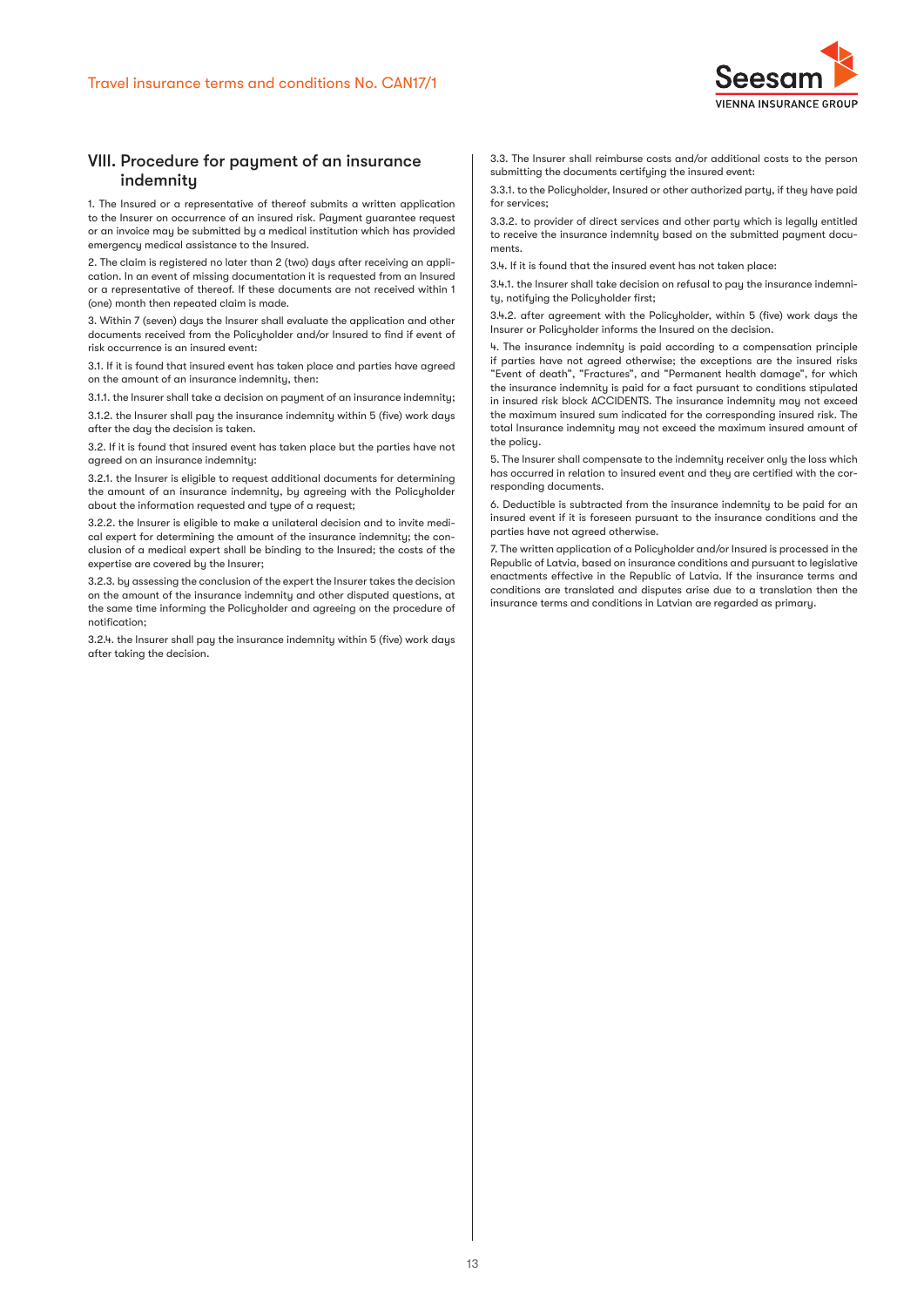## VIII. Procedure for payment of an insurance indemnity

1. The Insured or a representative of thereof submits a written application to the Insurer on occurrence of an insured risk. Payment guarantee request or an invoice may be submitted by a medical institution which has provided emergency medical assistance to the Insured.

2. The claim is registered no later than 2 (two) days after receiving an application. In an event of missing documentation it is requested from an Insured or a representative of thereof. If these documents are not received within 1 (one) month then repeated claim is made.

3. Within 7 (seven) days the Insurer shall evaluate the application and other documents received from the Policyholder and/or Insured to find if event of risk occurrence is an insured event:

3.1. If it is found that insured event has taken place and parties have agreed on the amount of an insurance indemnity, then:

3.1.1. the Insurer shall take a decision on payment of an insurance indemnity;

3.1.2. the Insurer shall pay the insurance indemnity within 5 (five) work days after the day the decision is taken.

3.2. If it is found that insured event has taken place but the parties have not agreed on an insurance indemnity:

3.2.1. the Insurer is eligible to request additional documents for determining the amount of an insurance indemnity, by agreeing with the Policyholder about the information requested and type of a request;

3.2.2. the Insurer is eligible to make a unilateral decision and to invite medical expert for determining the amount of the insurance indemnity; the conclusion of a medical expert shall be binding to the Insured; the costs of the expertise are covered by the Insurer;

3.2.3. by assessing the conclusion of the expert the Insurer takes the decision on the amount of the insurance indemnity and other disputed questions, at the same time informing the Policyholder and agreeing on the procedure of notification;

3.2.4. the Insurer shall pay the insurance indemnity within 5 (five) work days after taking the decision.

3.3. The Insurer shall reimburse costs and/or additional costs to the person submitting the documents certifying the insured event:

3.3.1. to the Policyholder, Insured or other authorized party, if they have paid for services;

3.3.2. to provider of direct services and other party which is legally entitled to receive the insurance indemnity based on the submitted payment documents.

3.4. If it is found that the insured event has not taken place:

3.4.1. the Insurer shall take decision on refusal to pay the insurance indemnity, notifying the Policyholder first;

3.4.2. after agreement with the Policyholder, within 5 (five) work days the Insurer or Policyholder informs the Insured on the decision.

4. The insurance indemnity is paid according to a compensation principle if parties have not agreed otherwise; the exceptions are the insured risks "Event of death", "Fractures", and "Permanent health damage", for which the insurance indemnity is paid for a fact pursuant to conditions stipulated in insured risk block ACCIDENTS. The insurance indemnity may not exceed the maximum insured sum indicated for the corresponding insured risk. The total Insurance indemnity may not exceed the maximum insured amount of the policy.

5. The Insurer shall compensate to the indemnity receiver only the loss which has occurred in relation to insured event and they are certified with the corresponding documents.

6. Deductible is subtracted from the insurance indemnity to be paid for an insured event if it is foreseen pursuant to the insurance conditions and the parties have not agreed otherwise.

7. The written application of a Policyholder and/or Insured is processed in the Republic of Latvia, based on insurance conditions and pursuant to legislative enactments effective in the Republic of Latvia. If the insurance terms and conditions are translated and disputes arise due to a translation then the insurance terms and conditions in Latvian are regarded as primary.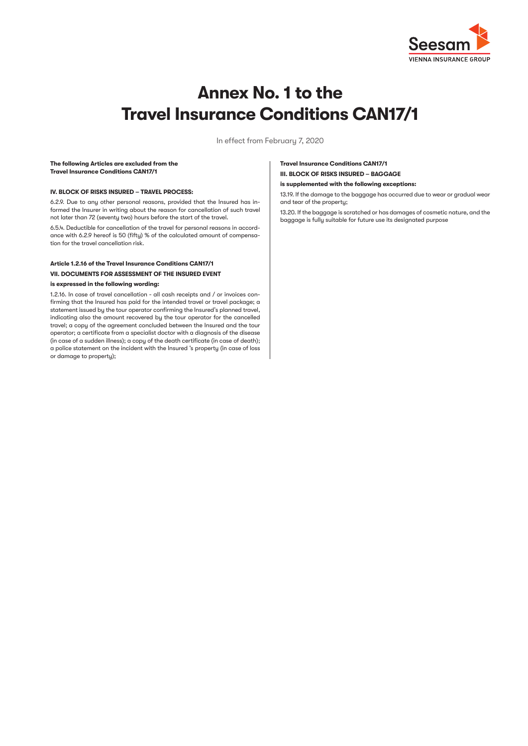# Annex No. 1 to the Travel Insurance Conditions CAN17/1

In effect from February 7, 2020

**The following Articles are excluded from the Travel Insurance Conditions CAN17/1**

**IV. BLOCK OF RISKS INSURED – TRAVEL PROCESS:**

6.2.9. Due to any other personal reasons, provided that the Insured has informed the Insurer in writing about the reason for cancellation of such travel not later than 72 (seventy two) hours before the start of the travel.

6.5.4. Deductible for cancellation of the travel for personal reasons in accordance with 6.2.9 hereof is 50 (fifty) % of the calculated amount of compensation for the travel cancellation risk.

**Article 1.2.16 of the Travel Insurance Conditions CAN17/1**

**VII. DOCUMENTS FOR ASSESSMENT OF THE INSURED EVENT**

**is expressed in the following wording:**

1.2.16. In case of travel cancellation - all cash receipts and / or invoices confirming that the Insured has paid for the intended travel or travel package; a statement issued by the tour operator confirming the Insured's planned travel, indicating also the amount recovered by the tour operator for the cancelled travel; a copy of the agreement concluded between the Insured and the tour operator; a certificate from a specialist doctor with a diagnosis of the disease (in case of a sudden illness); a copy of the death certificate (in case of death); a police statement on the incident with the Insured 's property (in case of loss or damage to property);

**Travel Insurance Conditions CAN17/1**

**III. BLOCK OF RISKS INSURED – BAGGAGE**

**is supplemented with the following exceptions:**

13.19. If the damage to the baggage has occurred due to wear or gradual wear and tear of the property;

13.20. If the baggage is scratched or has damages of cosmetic nature, and the baggage is fully suitable for future use its designated purpose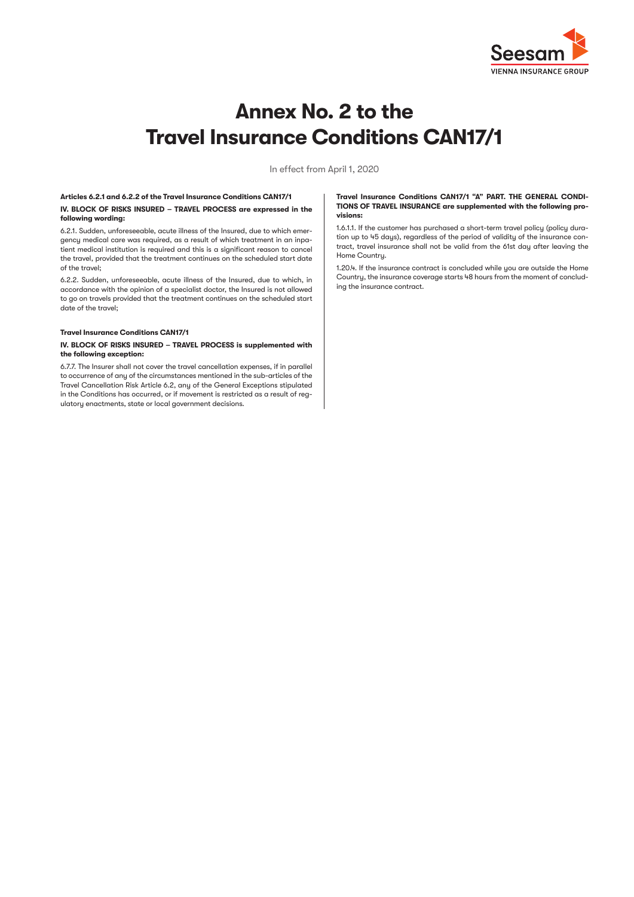# Annex No. 2 to the Travel Insurance Conditions CAN17/1

In effect from April 1, 2020

**Articles 6.2.1 and 6.2.2 of the Travel Insurance Conditions CAN17/1**

**IV. BLOCK OF RISKS INSURED – TRAVEL PROCESS are expressed in the following wording:**

6.2.1. Sudden, unforeseeable, acute illness of the Insured, due to which emergency medical care was required, as a result of which treatment in an inpatient medical institution is required and this is a significant reason to cancel the travel, provided that the treatment continues on the scheduled start date of the travel;

6.2.2. Sudden, unforeseeable, acute illness of the Insured, due to which, in accordance with the opinion of a specialist doctor, the Insured is not allowed to go on travels provided that the treatment continues on the scheduled start date of the travel;

**Travel Insurance Conditions CAN17/1**

**IV. BLOCK OF RISKS INSURED – TRAVEL PROCESS is supplemented with the following exception:**

6.7.7. The Insurer shall not cover the travel cancellation expenses, if in parallel to occurrence of any of the circumstances mentioned in the sub-articles of the Travel Cancellation Risk Article 6.2, any of the General Exceptions stipulated in the Conditions has occurred, or if movement is restricted as a result of regulatory enactments, state or local government decisions.

**Travel Insurance Conditions CAN17/1 "A" PART. THE GENERAL CONDITIONS OF TRAVEL INSURANCE are supplemented with the following provisions:**

1.6.1.1. If the customer has purchased a short-term travel policy (policy duration up to 45 days), regardless of the period of validity of the insurance contract, travel insurance shall not be valid from the 61st day after leaving the Home Country.

1.20.4. If the insurance contract is concluded while you are outside the Home Country, the insurance coverage starts 48 hours from the moment of concluding the insurance contract.